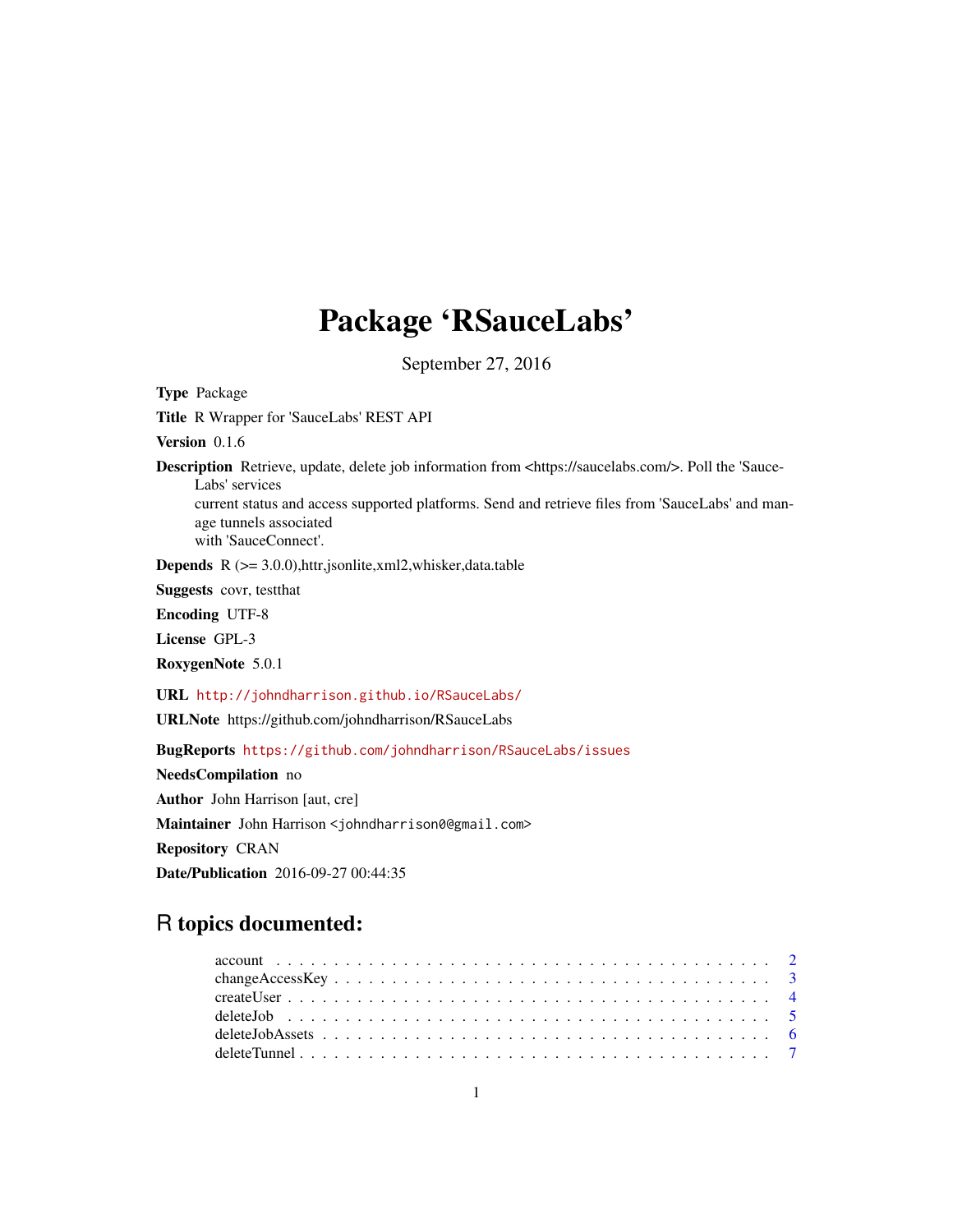# Package 'RSauceLabs'

September 27, 2016

**Type** Package

**Title** R Wrapper for 'SauceLabs' REST API

**Version** 0.1.6

**Description** Retrieve, update, delete job information from <https://saucelabs.com/>. Poll the 'SauceLabs' services current status and access supported platforms. Send and retrieve files from 'SauceLabs' and manage tunnels associated with 'SauceConnect'.

**Depends** R (>= 3.0.0),httr,jsonlite,xml2,whisker,data.table

**Suggests** covr, testthat

**Encoding** UTF-8

**License** GPL-3

**RoxygenNote** 5.0.1

**URL** http://johndharrison.github.io/RSauceLabs/

**URLNote** https://github.com/johndharrison/RSauceLabs

**BugReports** https://github.com/johndharrison/RSauceLabs/issues

**NeedsCompilation** no

**Author** John Harrison [aut, cre]

**Maintainer** John Harrison <johndharrison0@gmail.com>

**Repository** CRAN

**Date/Publication** 2016-09-27 00:44:35

## R topics documented:

account . . . . . . . . . . . . . . . . . . . . . . . . . . . . . . . . . . . . . . . . 2
changeAccessKey . . . . . . . . . . . . . . . . . . . . . . . . . . . . . . . . . . . 3
createUser . . . . . . . . . . . . . . . . . . . . . . . . . . . . . . . . . . . . . . . 4
deleteJob . . . . . . . . . . . . . . . . . . . . . . . . . . . . . . . . . . . . . . . 5
deleteJobAssets . . . . . . . . . . . . . . . . . . . . . . . . . . . . . . . . . . . . 6
deleteTunnel . . . . . . . . . . . . . . . . . . . . . . . . . . . . . . . . . . . . . . 7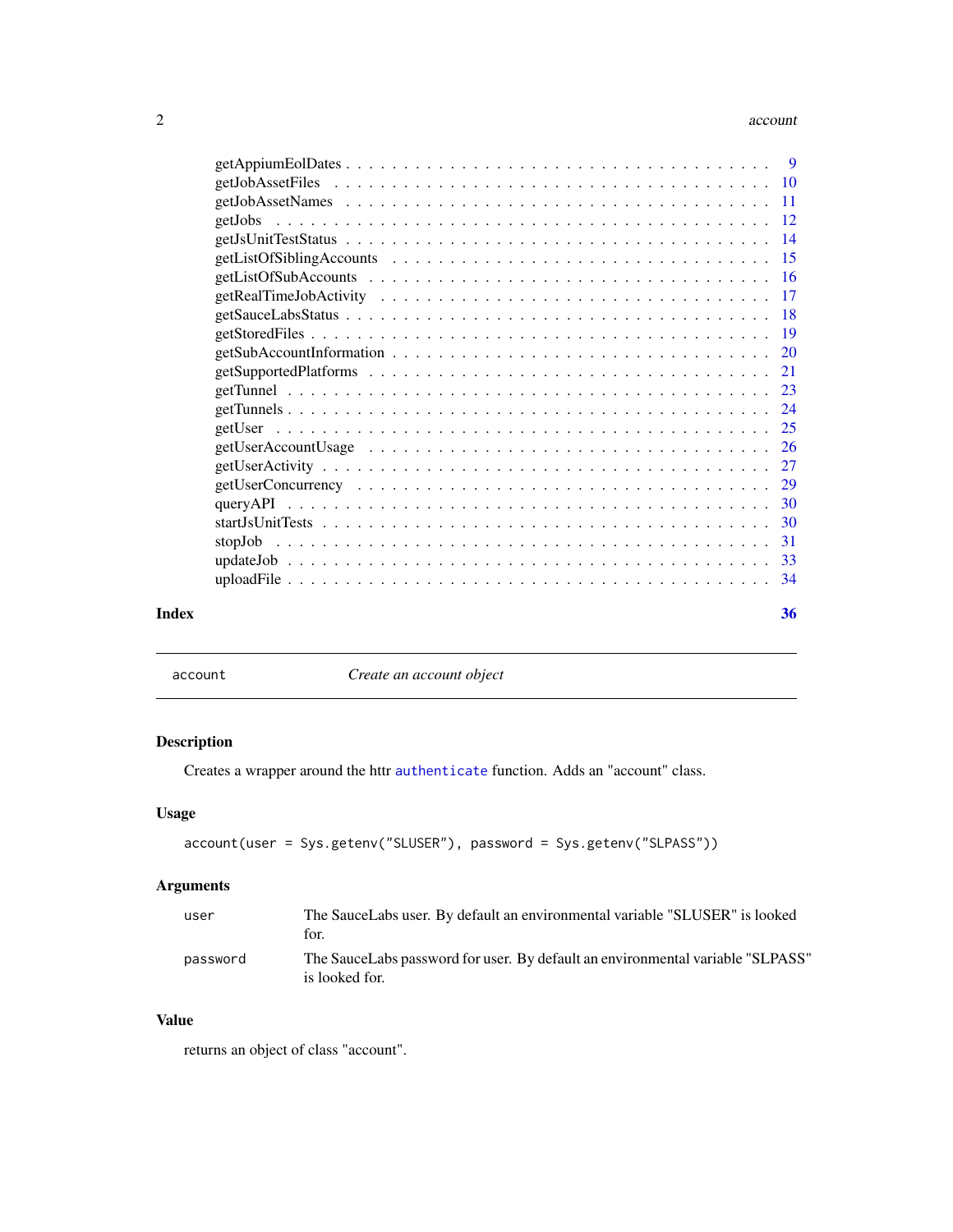getAppiumEolDates . . . . . . . . . . . . . . . . . . . . . . . . . . . . . . . . . . . . 9
getJobAssetFiles . . . . . . . . . . . . . . . . . . . . . . . . . . . . . . . . . . . . 10
getJobAssetNames . . . . . . . . . . . . . . . . . . . . . . . . . . . . . . . . . . . . 11
getJobs . . . . . . . . . . . . . . . . . . . . . . . . . . . . . . . . . . . . 12
getJsUnitTestStatus . . . . . . . . . . . . . . . . . . . . . . . . . . . . . . . . . . . . 14
getListOfSiblingAccounts . . . . . . . . . . . . . . . . . . . . . . . . . . . . . . . . . . . . 15
getListOfSubAccounts . . . . . . . . . . . . . . . . . . . . . . . . . . . . . . . . . . . . 16
getRealTimeJobActivity . . . . . . . . . . . . . . . . . . . . . . . . . . . . . . . . . . . . 17
getSauceLabsStatus . . . . . . . . . . . . . . . . . . . . . . . . . . . . . . . . . . . . 18
getStoredFiles . . . . . . . . . . . . . . . . . . . . . . . . . . . . . . . . . . . . 19
getSubAccountInformation . . . . . . . . . . . . . . . . . . . . . . . . . . . . . . . . . . . . 20
getSupportedPlatforms . . . . . . . . . . . . . . . . . . . . . . . . . . . . . . . . . . . . 21
getTunnel . . . . . . . . . . . . . . . . . . . . . . . . . . . . . . . . . . . . 23
getTunnels . . . . . . . . . . . . . . . . . . . . . . . . . . . . . . . . . . . . 24
getUser . . . . . . . . . . . . . . . . . . . . . . . . . . . . . . . . . . . . 25
getUserAccountUsage . . . . . . . . . . . . . . . . . . . . . . . . . . . . . . . . . . . . 26
getUserActivity . . . . . . . . . . . . . . . . . . . . . . . . . . . . . . . . . . . . 27
getUserConcurrency . . . . . . . . . . . . . . . . . . . . . . . . . . . . . . . . . . . . 29
queryAPI . . . . . . . . . . . . . . . . . . . . . . . . . . . . . . . . . . . . 30
startJsUnitTests . . . . . . . . . . . . . . . . . . . . . . . . . . . . . . . . . . . . 30
stopJob . . . . . . . . . . . . . . . . . . . . . . . . . . . . . . . . . . . . 31
updateJob . . . . . . . . . . . . . . . . . . . . . . . . . . . . . . . . . . . . 33
uploadFile . . . . . . . . . . . . . . . . . . . . . . . . . . . . . . . . . . . . 34

**Index** **36**

---

`account` *Create an account object*

---

### Description

Creates a wrapper around the httr `authenticate` function. Adds an "account" class.

### Usage

```
account(user = Sys.getenv("SLUSER"), password = Sys.getenv("SLPASS"))
```

### Arguments

| | |
|---|---|
| `user` | The SauceLabs user. By default an environmental variable "SLUSER" is looked for. |
| `password` | The SauceLabs password for user. By default an environmental variable "SLPASS" is looked for. |

### Value

returns an object of class "account".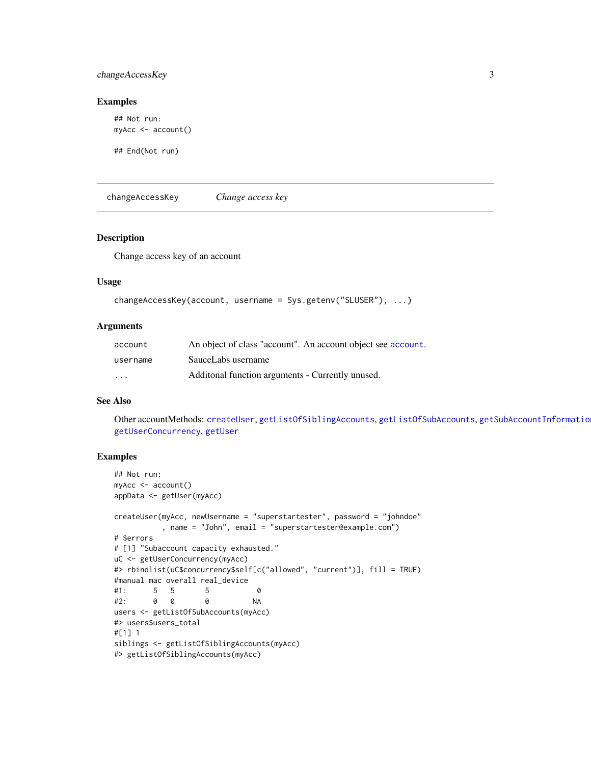## Examples

```
## Not run:
myAcc <- account()

## End(Not run)
```

---

changeAccessKey *Change access key*

---

### Description

Change access key of an account

### Usage

```
changeAccessKey(account, username = Sys.getenv("SLUSER"), ...)
```

### Arguments

| | |
|---|---|
| account | An object of class "account". An account object see account. |
| username | SauceLabs username |
| ... | Additonal function arguments - Currently unused. |

### See Also

Other accountMethods: createUser, getListOfSiblingAccounts, getListOfSubAccounts, getSubAccountInformation, getUserConcurrency, getUser

### Examples

```
## Not run:
myAcc <- account()
appData <- getUser(myAcc)

createUser(myAcc, newUsername = "superstartester", password = "johndoe"
           , name = "John", email = "superstartester@example.com")
# $errors
# [1] "Subaccount capacity exhausted."
uC <- getUserConcurrency(myAcc)
#> rbindlist(uC$concurrency$self[c("allowed", "current")], fill = TRUE)
#manual mac overall real_device
#1:      5   5       5           0
#2:      0   0       0          NA
users <- getListOfSubAccounts(myAcc)
#> users$users_total
#[1] 1
siblings <- getListOfSiblingAccounts(myAcc)
#> getListOfSiblingAccounts(myAcc)
```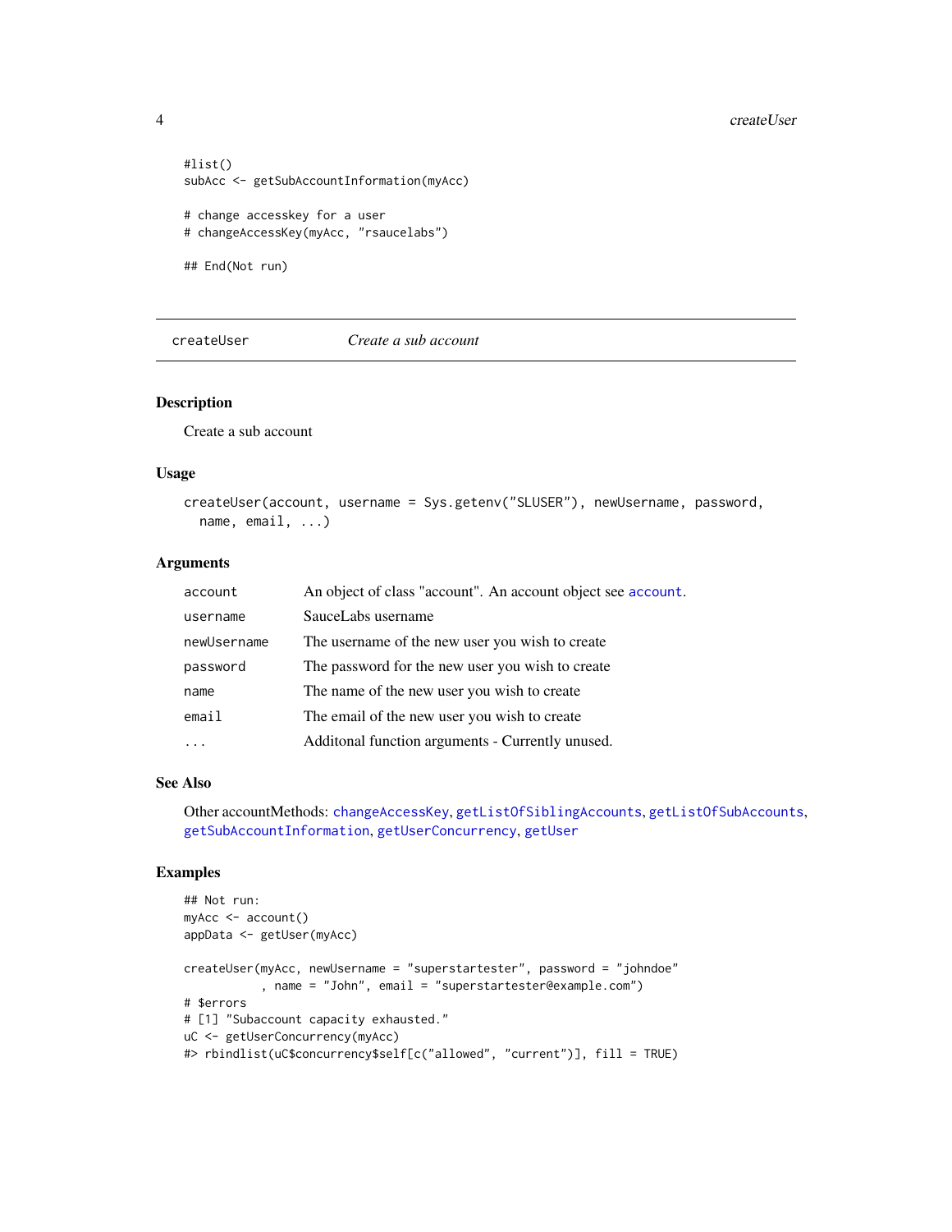```
#list()
subAcc <- getSubAccountInformation(myAcc)

# change accesskey for a user
# changeAccessKey(myAcc, "rsaucelabs")

## End(Not run)
```

## createUser — *Create a sub account*

### Description

Create a sub account

### Usage

```
createUser(account, username = Sys.getenv("SLUSER"), newUsername, password,
  name, email, ...)
```

### Arguments

| | |
|---|---|
| account | An object of class "account". An account object see account. |
| username | SauceLabs username |
| newUsername | The username of the new user you wish to create |
| password | The password for the new user you wish to create |
| name | The name of the new user you wish to create |
| email | The email of the new user you wish to create |
| ... | Additonal function arguments - Currently unused. |

### See Also

Other accountMethods: changeAccessKey, getListOfSiblingAccounts, getListOfSubAccounts, getSubAccountInformation, getUserConcurrency, getUser

### Examples

```
## Not run:
myAcc <- account()
appData <- getUser(myAcc)

createUser(myAcc, newUsername = "superstartester", password = "johndoe"
           , name = "John", email = "superstartester@example.com")
# $errors
# [1] "Subaccount capacity exhausted."
uC <- getUserConcurrency(myAcc)
#> rbindlist(uC$concurrency$self[c("allowed", "current")], fill = TRUE)
```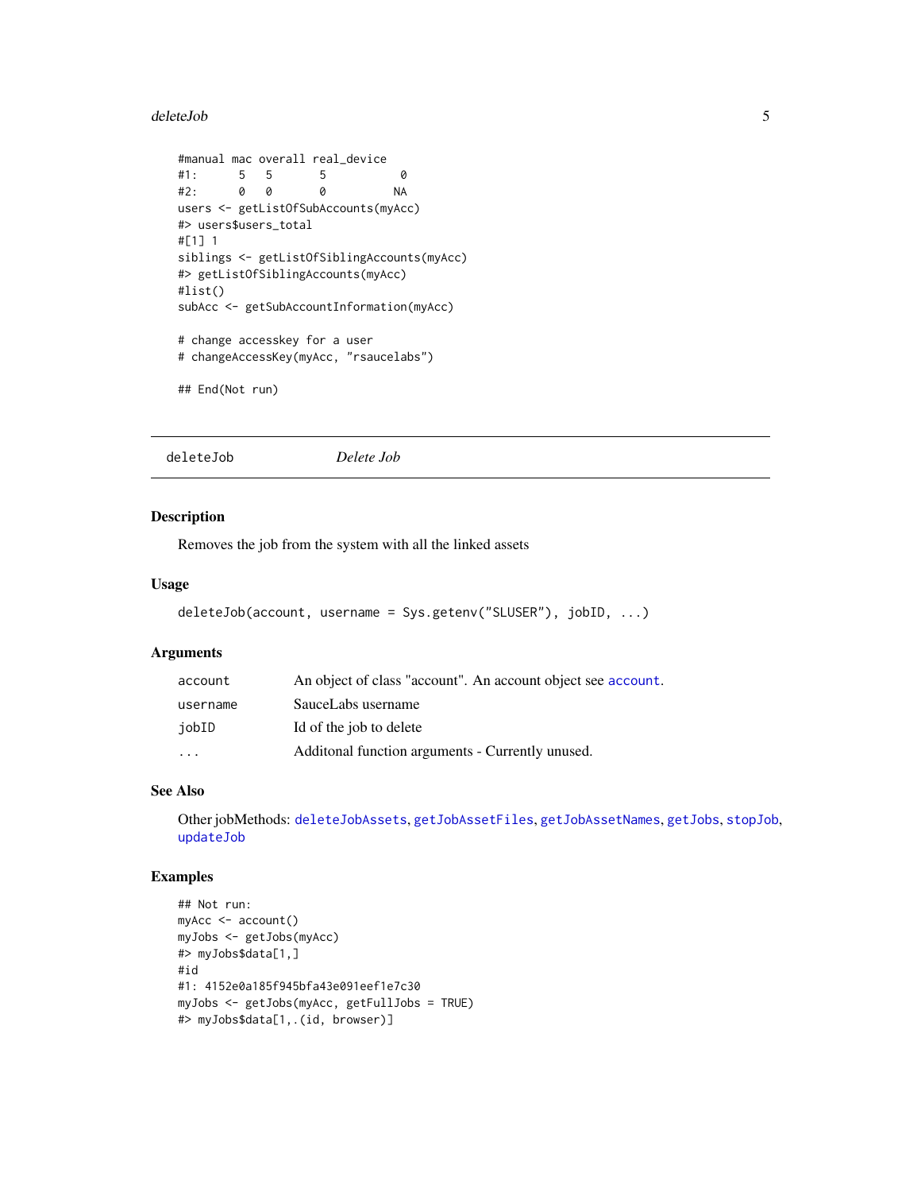```
#manual mac overall real_device
#1:      5   5       5           0
#2:      0   0       0          NA
users <- getListOfSubAccounts(myAcc)
#> users$users_total
#[1] 1
siblings <- getListOfSiblingAccounts(myAcc)
#> getListOfSiblingAccounts(myAcc)
#list()
subAcc <- getSubAccountInformation(myAcc)

# change accesskey for a user
# changeAccessKey(myAcc, "rsaucelabs")

## End(Not run)
```

---

## deleteJob — *Delete Job*

---

### Description

Removes the job from the system with all the linked assets

### Usage

```
deleteJob(account, username = Sys.getenv("SLUSER"), jobID, ...)
```

### Arguments

| | |
|---|---|
| account | An object of class "account". An account object see account. |
| username | SauceLabs username |
| jobID | Id of the job to delete |
| ... | Additonal function arguments - Currently unused. |

### See Also

Other jobMethods: deleteJobAssets, getJobAssetFiles, getJobAssetNames, getJobs, stopJob, updateJob

### Examples

```
## Not run:
myAcc <- account()
myJobs <- getJobs(myAcc)
#> myJobs$data[1,]
#id
#1: 4152e0a185f945bfa43e091eef1e7c30
myJobs <- getJobs(myAcc, getFullJobs = TRUE)
#> myJobs$data[1,.(id, browser)]
```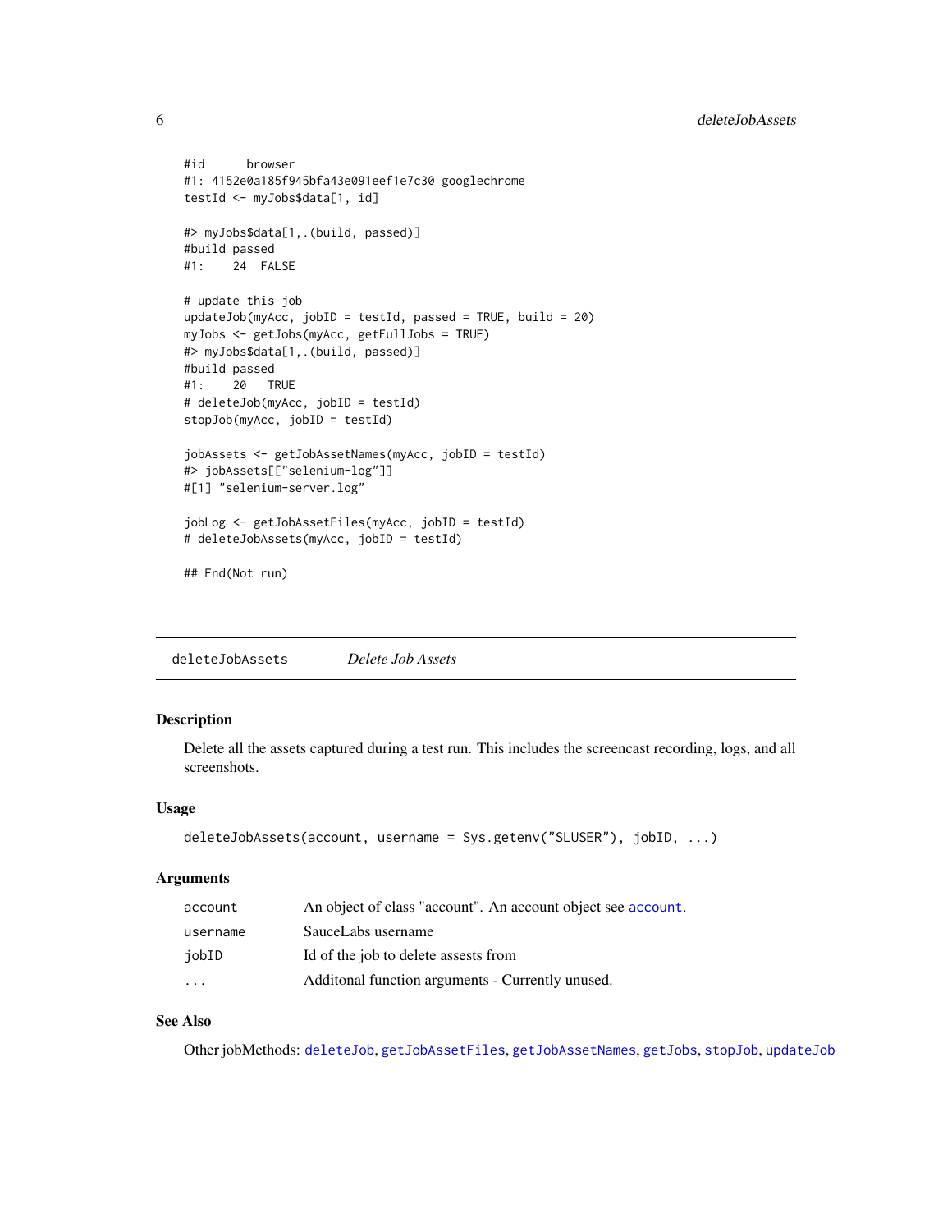```
#id      browser
#1: 4152e0a185f945bfa43e091eef1e7c30 googlechrome
testId <- myJobs$data[1, id]

#> myJobs$data[1,.(build, passed)]
#build passed
#1:    24  FALSE

# update this job
updateJob(myAcc, jobID = testId, passed = TRUE, build = 20)
myJobs <- getJobs(myAcc, getFullJobs = TRUE)
#> myJobs$data[1,.(build, passed)]
#build passed
#1:    20   TRUE
# deleteJob(myAcc, jobID = testId)
stopJob(myAcc, jobID = testId)

jobAssets <- getJobAssetNames(myAcc, jobID = testId)
#> jobAssets[["selenium-log"]]
#[1] "selenium-server.log"

jobLog <- getJobAssetFiles(myAcc, jobID = testId)
# deleteJobAssets(myAcc, jobID = testId)

## End(Not run)
```

---

## deleteJobAssets *Delete Job Assets*

---

### Description

Delete all the assets captured during a test run. This includes the screencast recording, logs, and all screenshots.

### Usage

```
deleteJobAssets(account, username = Sys.getenv("SLUSER"), jobID, ...)
```

### Arguments

| | |
|---|---|
| account | An object of class "account". An account object see account. |
| username | SauceLabs username |
| jobID | Id of the job to delete assests from |
| ... | Additonal function arguments - Currently unused. |

### See Also

Other jobMethods: deleteJob, getJobAssetFiles, getJobAssetNames, getJobs, stopJob, updateJob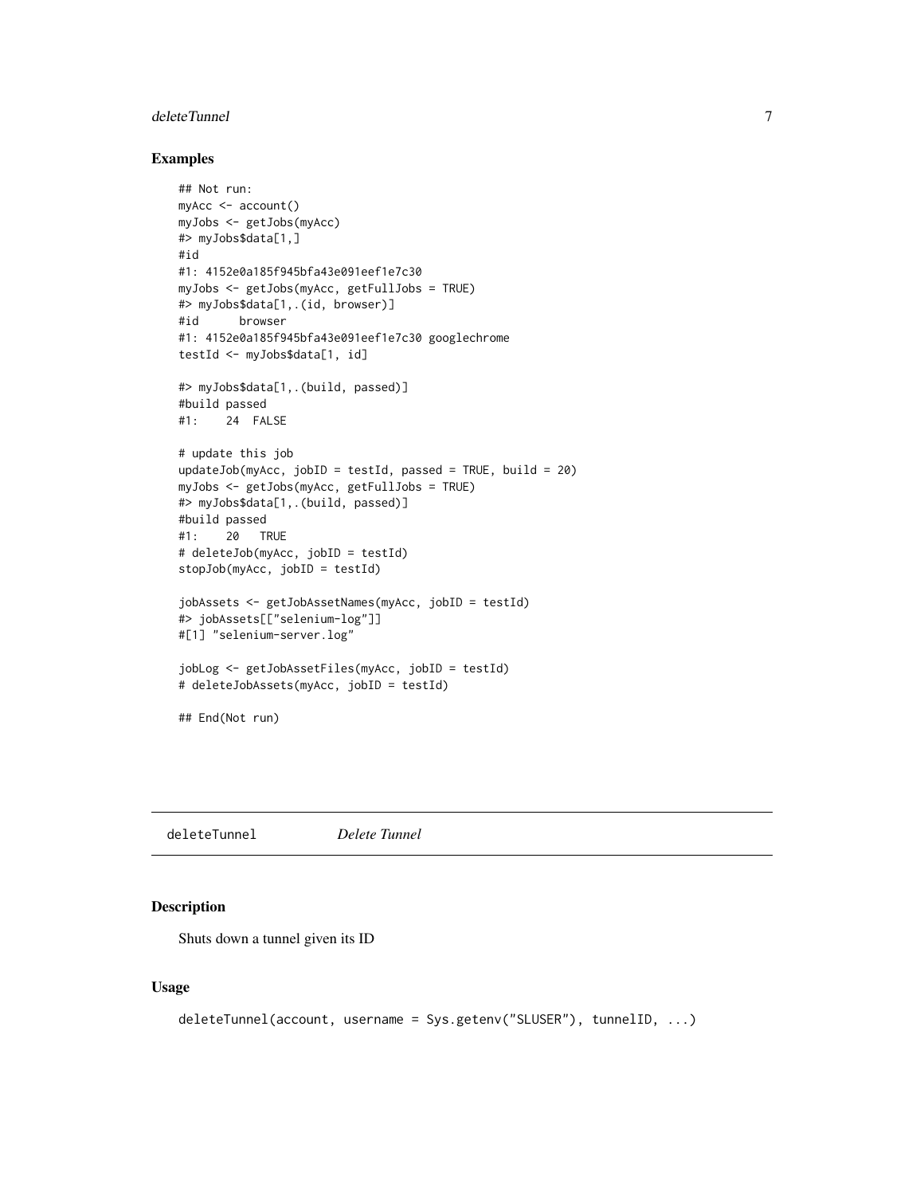## Examples

```
## Not run:
myAcc <- account()
myJobs <- getJobs(myAcc)
#> myJobs$data[1,]
#id
#1: 4152e0a185f945bfa43e091eef1e7c30
myJobs <- getJobs(myAcc, getFullJobs = TRUE)
#> myJobs$data[1,.(id, browser)]
#id      browser
#1: 4152e0a185f945bfa43e091eef1e7c30 googlechrome
testId <- myJobs$data[1, id]

#> myJobs$data[1,.(build, passed)]
#build passed
#1:    24  FALSE

# update this job
updateJob(myAcc, jobID = testId, passed = TRUE, build = 20)
myJobs <- getJobs(myAcc, getFullJobs = TRUE)
#> myJobs$data[1,.(build, passed)]
#build passed
#1:    20   TRUE
# deleteJob(myAcc, jobID = testId)
stopJob(myAcc, jobID = testId)

jobAssets <- getJobAssetNames(myAcc, jobID = testId)
#> jobAssets[["selenium-log"]]
#[1] "selenium-server.log"

jobLog <- getJobAssetFiles(myAcc, jobID = testId)
# deleteJobAssets(myAcc, jobID = testId)

## End(Not run)
```

---

`deleteTunnel` *Delete Tunnel*

---

## Description

Shuts down a tunnel given its ID

## Usage

```
deleteTunnel(account, username = Sys.getenv("SLUSER"), tunnelID, ...)
```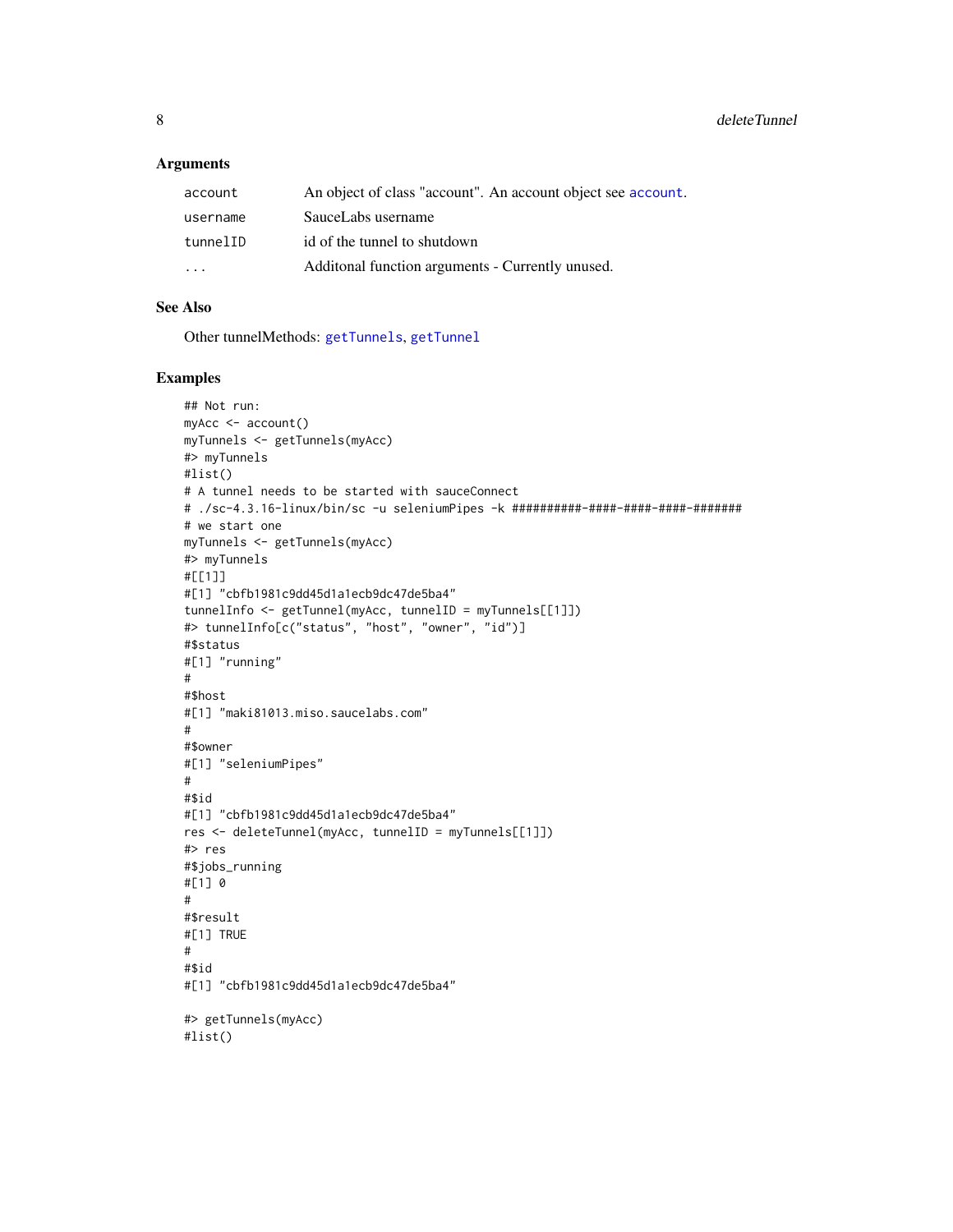### Arguments

| | |
|---|---|
| account | An object of class "account". An account object see account. |
| username | SauceLabs username |
| tunnelID | id of the tunnel to shutdown |
| ... | Additonal function arguments - Currently unused. |

### See Also

Other tunnelMethods: getTunnels, getTunnel

### Examples

```
## Not run:
myAcc <- account()
myTunnels <- getTunnels(myAcc)
#> myTunnels
#list()
# A tunnel needs to be started with sauceConnect
# ./sc-4.3.16-linux/bin/sc -u seleniumPipes -k ##########-####-####-####-#######
# we start one
myTunnels <- getTunnels(myAcc)
#> myTunnels
#[[1]]
#[1] "cbfb1981c9dd45d1a1ecb9dc47de5ba4"
tunnelInfo <- getTunnel(myAcc, tunnelID = myTunnels[[1]])
#> tunnelInfo[c("status", "host", "owner", "id")]
#$status
#[1] "running"
#
#$host
#[1] "maki81013.miso.saucelabs.com"
#
#$owner
#[1] "seleniumPipes"
#
#$id
#[1] "cbfb1981c9dd45d1a1ecb9dc47de5ba4"
res <- deleteTunnel(myAcc, tunnelID = myTunnels[[1]])
#> res
#$jobs_running
#[1] 0
#
#$result
#[1] TRUE
#
#$id
#[1] "cbfb1981c9dd45d1a1ecb9dc47de5ba4"

#> getTunnels(myAcc)
#list()
```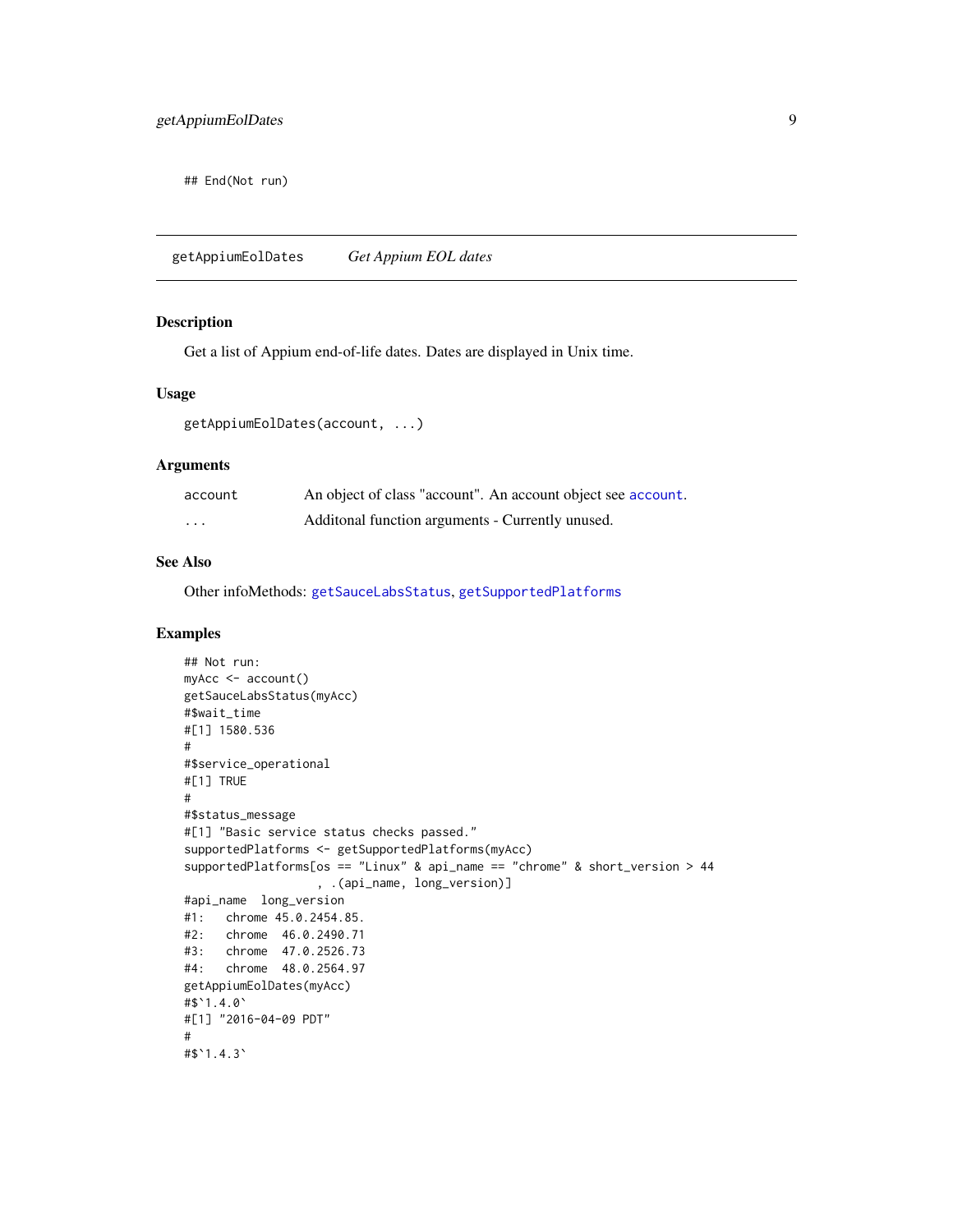```
## End(Not run)
```

## getAppiumEolDates *Get Appium EOL dates*

### Description

Get a list of Appium end-of-life dates. Dates are displayed in Unix time.

### Usage

```
getAppiumEolDates(account, ...)
```

### Arguments

| | |
|---|---|
| account | An object of class "account". An account object see account. |
| ... | Additonal function arguments - Currently unused. |

### See Also

Other infoMethods: getSauceLabsStatus, getSupportedPlatforms

### Examples

```
## Not run:
myAcc <- account()
getSauceLabsStatus(myAcc)
#$wait_time
#[1] 1580.536
#
#$service_operational
#[1] TRUE
#
#$status_message
#[1] "Basic service status checks passed."
supportedPlatforms <- getSupportedPlatforms(myAcc)
supportedPlatforms[os == "Linux" & api_name == "chrome" & short_version > 44
                   , .(api_name, long_version)]
#api_name  long_version
#1:   chrome 45.0.2454.85.
#2:   chrome  46.0.2490.71
#3:   chrome  47.0.2526.73
#4:   chrome  48.0.2564.97
getAppiumEolDates(myAcc)
#$`1.4.0`
#[1] "2016-04-09 PDT"
#
#$`1.4.3`
```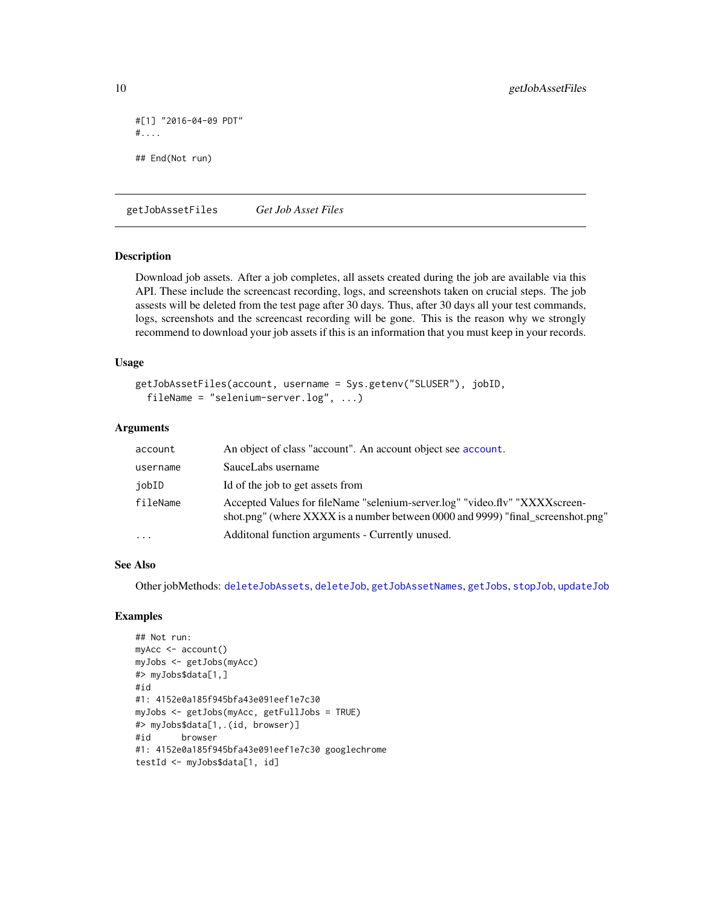```
#[1] "2016-04-09 PDT"
#....

## End(Not run)
```

## getJobAssetFiles — *Get Job Asset Files*

### Description

Download job assets. After a job completes, all assets created during the job are available via this API. These include the screencast recording, logs, and screenshots taken on crucial steps. The job assests will be deleted from the test page after 30 days. Thus, after 30 days all your test commands, logs, screenshots and the screencast recording will be gone. This is the reason why we strongly recommend to download your job assets if this is an information that you must keep in your records.

### Usage

```
getJobAssetFiles(account, username = Sys.getenv("SLUSER"), jobID,
  fileName = "selenium-server.log", ...)
```

### Arguments

| | |
|---|---|
| `account` | An object of class "account". An account object see `account`. |
| `username` | SauceLabs username |
| `jobID` | Id of the job to get assets from |
| `fileName` | Accepted Values for fileName "selenium-server.log" "video.flv" "XXXXscreenshot.png" (where XXXX is a number between 0000 and 9999) "final_screenshot.png" |
| `...` | Additonal function arguments - Currently unused. |

### See Also

Other jobMethods: `deleteJobAssets`, `deleteJob`, `getJobAssetNames`, `getJobs`, `stopJob`, `updateJob`

### Examples

```
## Not run:
myAcc <- account()
myJobs <- getJobs(myAcc)
#> myJobs$data[1,]
#id
#1: 4152e0a185f945bfa43e091eef1e7c30
myJobs <- getJobs(myAcc, getFullJobs = TRUE)
#> myJobs$data[1,.(id, browser)]
#id      browser
#1: 4152e0a185f945bfa43e091eef1e7c30 googlechrome
testId <- myJobs$data[1, id]
```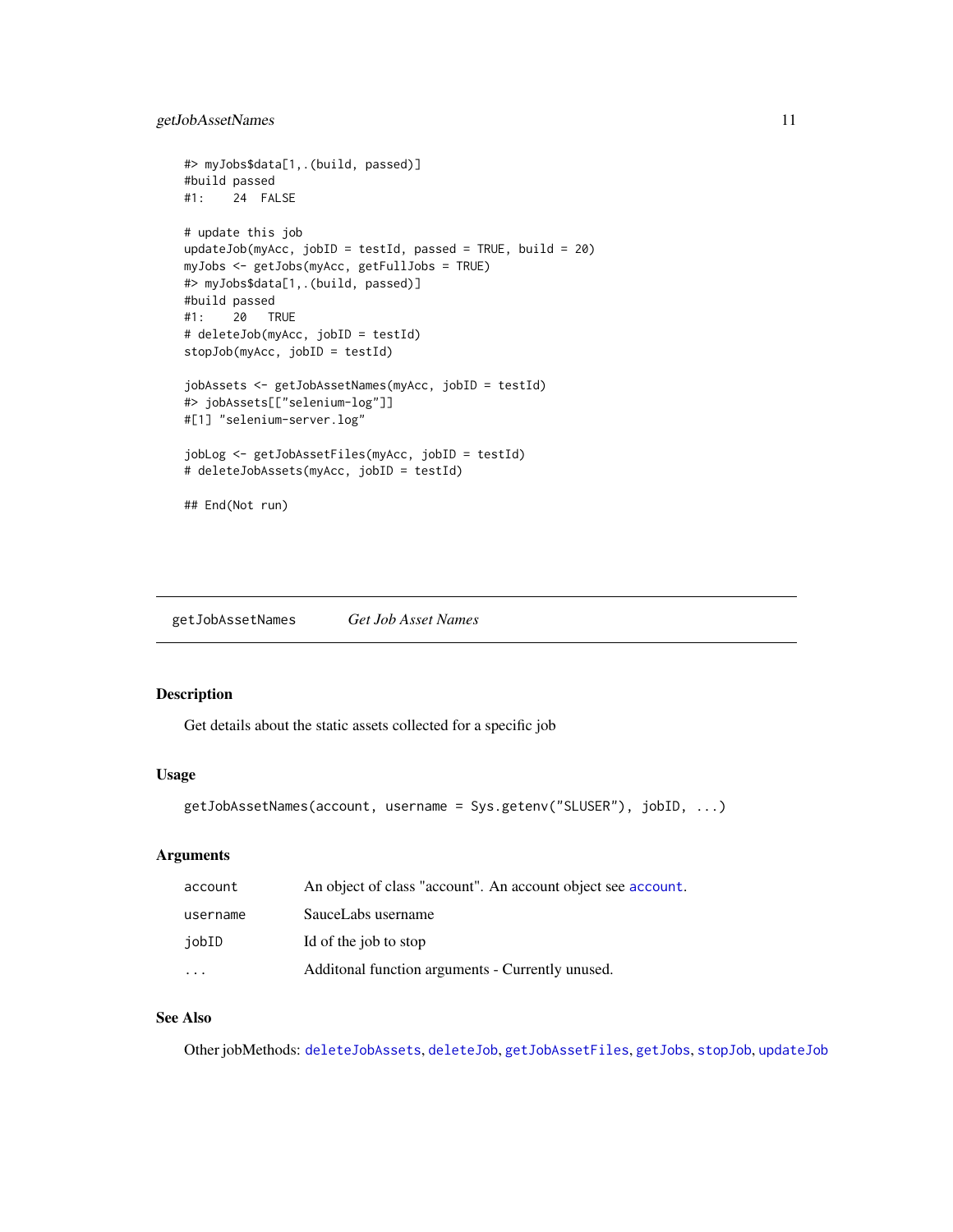```
#> myJobs$data[1,.(build, passed)]
#build passed
#1:    24  FALSE

# update this job
updateJob(myAcc, jobID = testId, passed = TRUE, build = 20)
myJobs <- getJobs(myAcc, getFullJobs = TRUE)
#> myJobs$data[1,.(build, passed)]
#build passed
#1:    20   TRUE
# deleteJob(myAcc, jobID = testId)
stopJob(myAcc, jobID = testId)

jobAssets <- getJobAssetNames(myAcc, jobID = testId)
#> jobAssets[["selenium-log"]]
#[1] "selenium-server.log"

jobLog <- getJobAssetFiles(myAcc, jobID = testId)
# deleteJobAssets(myAcc, jobID = testId)

## End(Not run)
```

---

## getJobAssetNames *Get Job Asset Names*

---

### Description

Get details about the static assets collected for a specific job

### Usage

```
getJobAssetNames(account, username = Sys.getenv("SLUSER"), jobID, ...)
```

### Arguments

| | |
|---|---|
| `account` | An object of class "account". An account object see `account`. |
| `username` | SauceLabs username |
| `jobID` | Id of the job to stop |
| `...` | Additonal function arguments - Currently unused. |

### See Also

Other jobMethods: `deleteJobAssets`, `deleteJob`, `getJobAssetFiles`, `getJobs`, `stopJob`, `updateJob`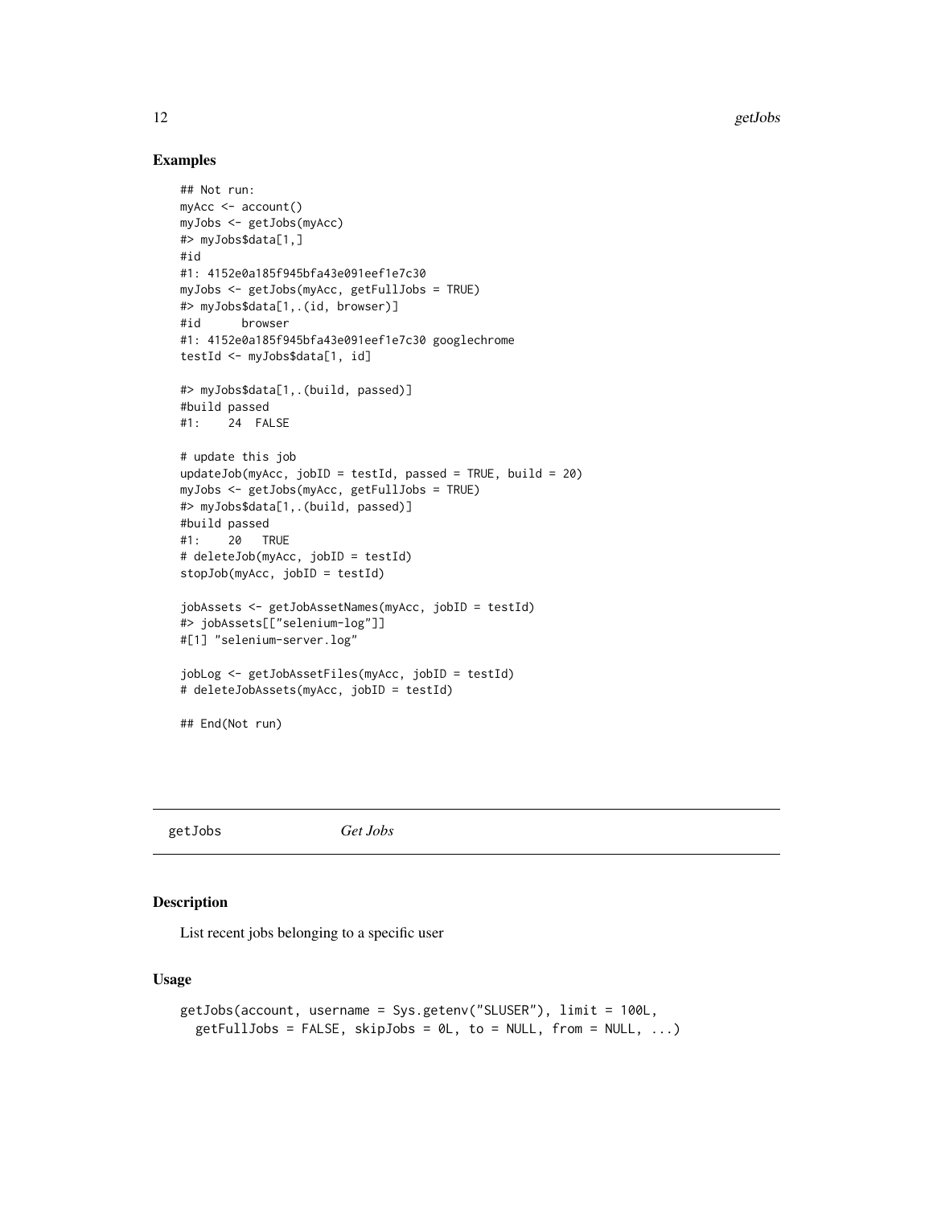## Examples

```
## Not run:
myAcc <- account()
myJobs <- getJobs(myAcc)
#> myJobs$data[1,]
#id
#1: 4152e0a185f945bfa43e091eef1e7c30
myJobs <- getJobs(myAcc, getFullJobs = TRUE)
#> myJobs$data[1,.(id, browser)]
#id      browser
#1: 4152e0a185f945bfa43e091eef1e7c30 googlechrome
testId <- myJobs$data[1, id]

#> myJobs$data[1,.(build, passed)]
#build passed
#1:    24  FALSE

# update this job
updateJob(myAcc, jobID = testId, passed = TRUE, build = 20)
myJobs <- getJobs(myAcc, getFullJobs = TRUE)
#> myJobs$data[1,.(build, passed)]
#build passed
#1:    20   TRUE
# deleteJob(myAcc, jobID = testId)
stopJob(myAcc, jobID = testId)

jobAssets <- getJobAssetNames(myAcc, jobID = testId)
#> jobAssets[["selenium-log"]]
#[1] "selenium-server.log"

jobLog <- getJobAssetFiles(myAcc, jobID = testId)
# deleteJobAssets(myAcc, jobID = testId)

## End(Not run)
```

---

getJobs *Get Jobs*

---

## Description

List recent jobs belonging to a specific user

## Usage

```
getJobs(account, username = Sys.getenv("SLUSER"), limit = 100L,
  getFullJobs = FALSE, skipJobs = 0L, to = NULL, from = NULL, ...)
```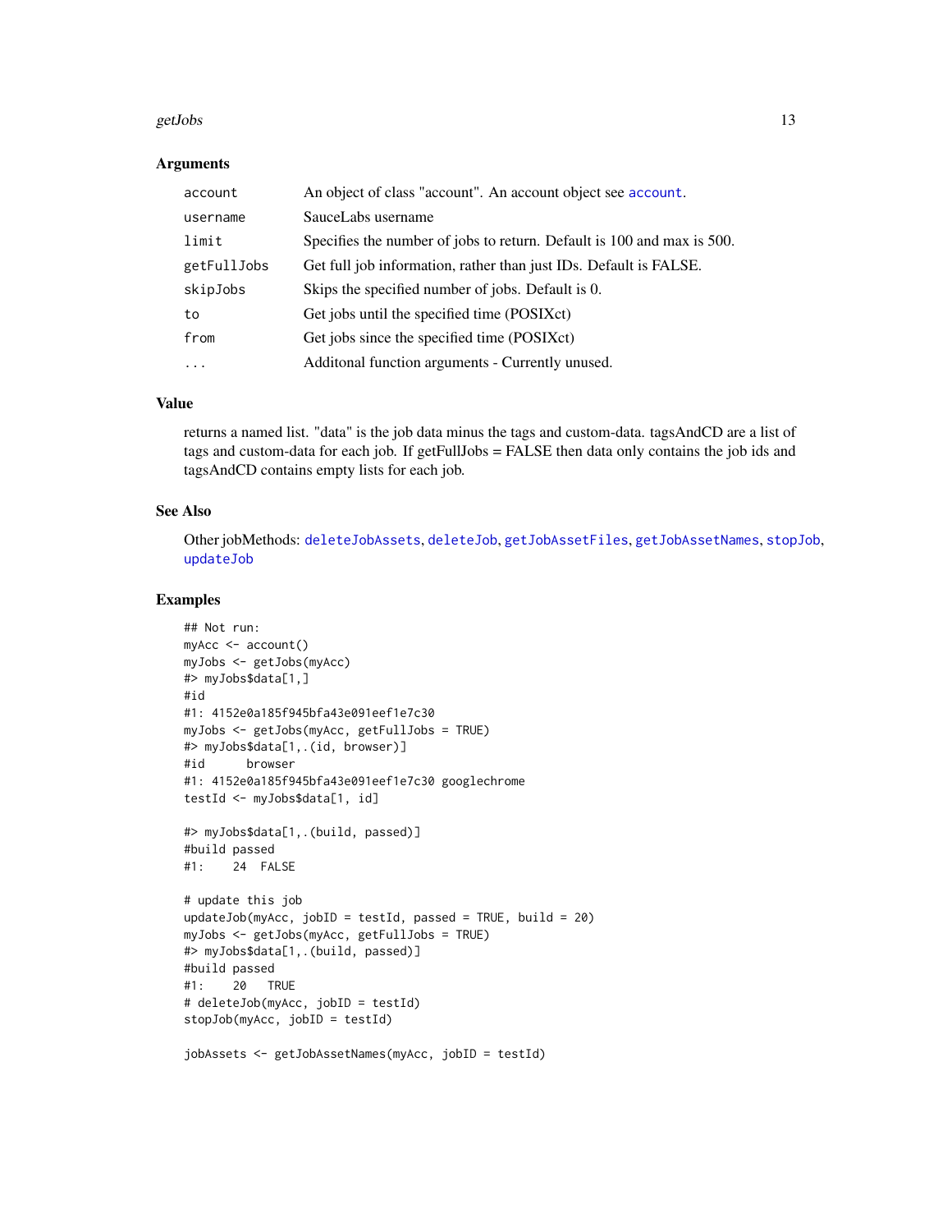### Arguments

| | |
|---|---|
| account | An object of class "account". An account object see account. |
| username | SauceLabs username |
| limit | Specifies the number of jobs to return. Default is 100 and max is 500. |
| getFullJobs | Get full job information, rather than just IDs. Default is FALSE. |
| skipJobs | Skips the specified number of jobs. Default is 0. |
| to | Get jobs until the specified time (POSIXct) |
| from | Get jobs since the specified time (POSIXct) |
| ... | Additonal function arguments - Currently unused. |

### Value

returns a named list. "data" is the job data minus the tags and custom-data. tagsAndCD are a list of tags and custom-data for each job. If getFullJobs = FALSE then data only contains the job ids and tagsAndCD contains empty lists for each job.

### See Also

Other jobMethods: deleteJobAssets, deleteJob, getJobAssetFiles, getJobAssetNames, stopJob, updateJob

### Examples

```
## Not run:
myAcc <- account()
myJobs <- getJobs(myAcc)
#> myJobs$data[1,]
#id
#1: 4152e0a185f945bfa43e091eef1e7c30
myJobs <- getJobs(myAcc, getFullJobs = TRUE)
#> myJobs$data[1,.(id, browser)]
#id      browser
#1: 4152e0a185f945bfa43e091eef1e7c30 googlechrome
testId <- myJobs$data[1, id]

#> myJobs$data[1,.(build, passed)]
#build passed
#1:    24  FALSE

# update this job
updateJob(myAcc, jobID = testId, passed = TRUE, build = 20)
myJobs <- getJobs(myAcc, getFullJobs = TRUE)
#> myJobs$data[1,.(build, passed)]
#build passed
#1:    20   TRUE
# deleteJob(myAcc, jobID = testId)
stopJob(myAcc, jobID = testId)

jobAssets <- getJobAssetNames(myAcc, jobID = testId)
```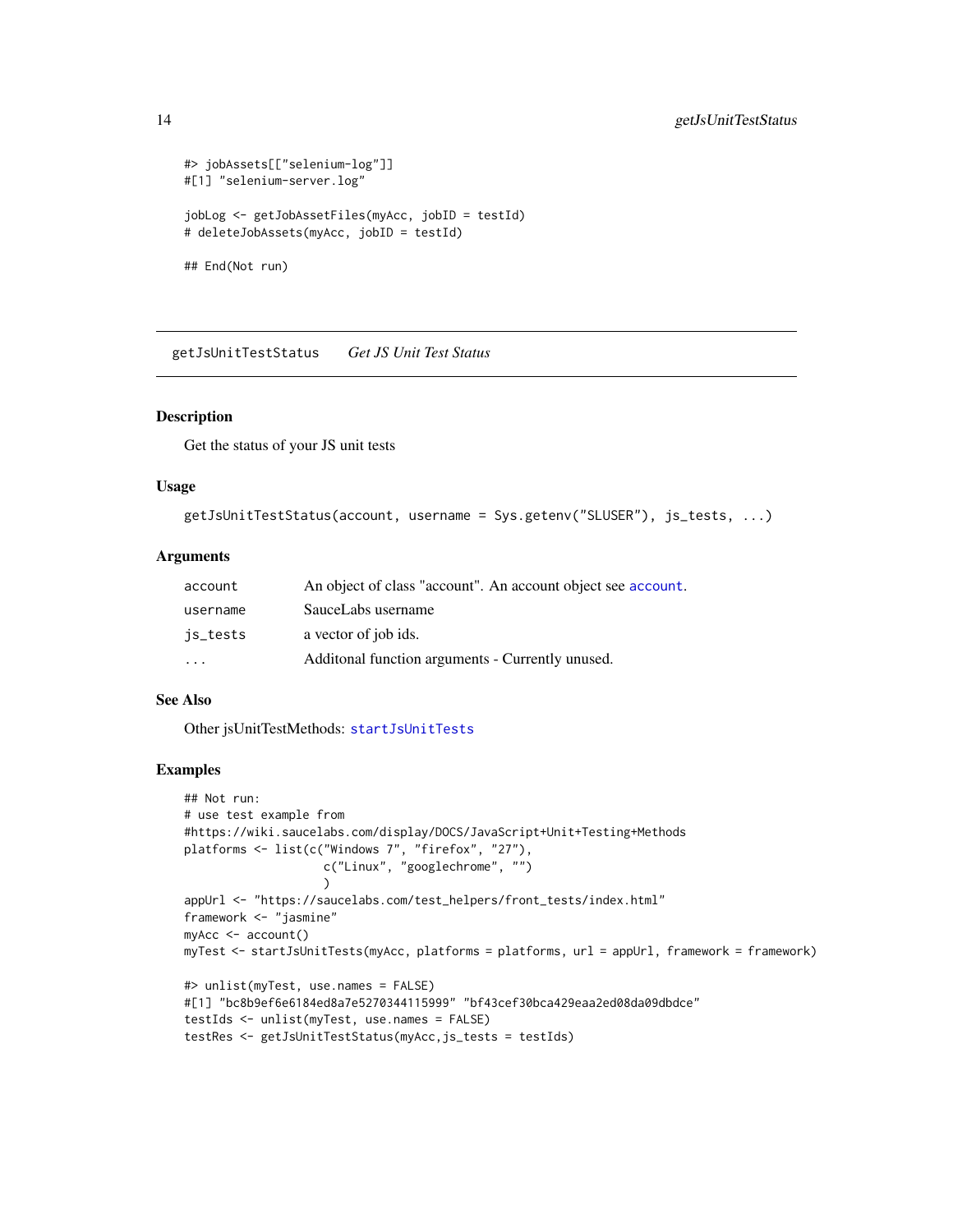```
#> jobAssets[["selenium-log"]]
#[1] "selenium-server.log"

jobLog <- getJobAssetFiles(myAcc, jobID = testId)
# deleteJobAssets(myAcc, jobID = testId)

## End(Not run)
```

## getJsUnitTestStatus *Get JS Unit Test Status*

### Description

Get the status of your JS unit tests

### Usage

```
getJsUnitTestStatus(account, username = Sys.getenv("SLUSER"), js_tests, ...)
```

### Arguments

| | |
|---|---|
| account | An object of class "account". An account object see account. |
| username | SauceLabs username |
| js_tests | a vector of job ids. |
| ... | Additonal function arguments - Currently unused. |

### See Also

Other jsUnitTestMethods: startJsUnitTests

### Examples

```
## Not run:
# use test example from
#https://wiki.saucelabs.com/display/DOCS/JavaScript+Unit+Testing+Methods
platforms <- list(c("Windows 7", "firefox", "27"),
                  c("Linux", "googlechrome", "")
                  )
appUrl <- "https://saucelabs.com/test_helpers/front_tests/index.html"
framework <- "jasmine"
myAcc <- account()
myTest <- startJsUnitTests(myAcc, platforms = platforms, url = appUrl, framework = framework)

#> unlist(myTest, use.names = FALSE)
#[1] "bc8b9ef6e6184ed8a7e5270344115999" "bf43cef30bca429eaa2ed08da09dbdce"
testIds <- unlist(myTest, use.names = FALSE)
testRes <- getJsUnitTestStatus(myAcc,js_tests = testIds)
```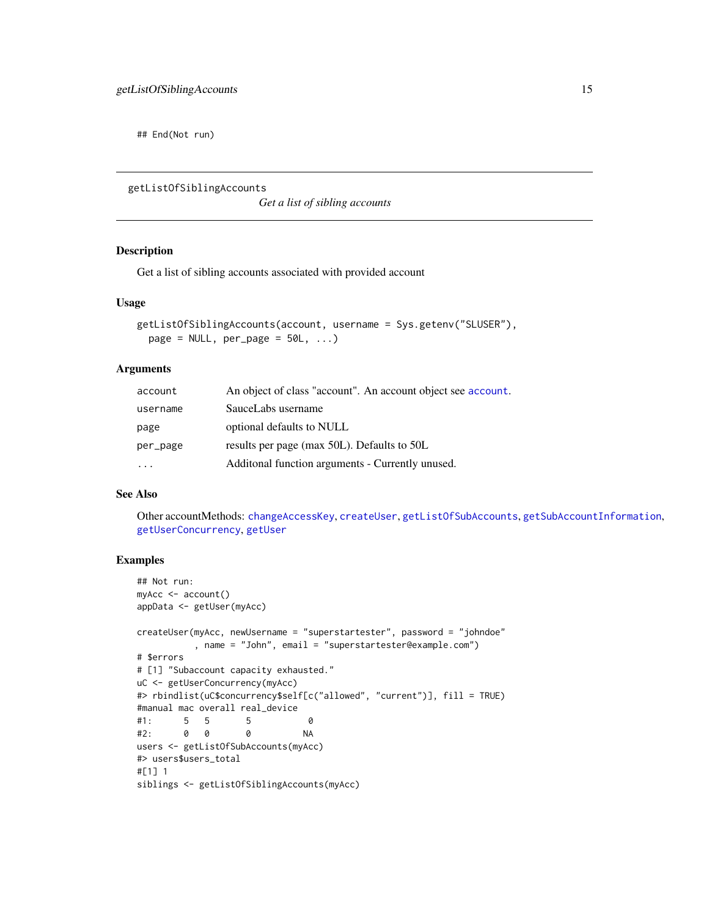```
## End(Not run)
```

## getListOfSiblingAccounts

*Get a list of sibling accounts*

### Description

Get a list of sibling accounts associated with provided account

### Usage

```
getListOfSiblingAccounts(account, username = Sys.getenv("SLUSER"),
  page = NULL, per_page = 50L, ...)
```

### Arguments

| | |
|---|---|
| account | An object of class "account". An account object see account. |
| username | SauceLabs username |
| page | optional defaults to NULL |
| per_page | results per page (max 50L). Defaults to 50L |
| ... | Additonal function arguments - Currently unused. |

### See Also

Other accountMethods: changeAccessKey, createUser, getListOfSubAccounts, getSubAccountInformation, getUserConcurrency, getUser

### Examples

```
## Not run:
myAcc <- account()
appData <- getUser(myAcc)

createUser(myAcc, newUsername = "superstartester", password = "johndoe"
           , name = "John", email = "superstartester@example.com")
# $errors
# [1] "Subaccount capacity exhausted."
uC <- getUserConcurrency(myAcc)
#> rbindlist(uC$concurrency$self[c("allowed", "current")], fill = TRUE)
#manual mac overall real_device
#1:      5   5       5           0
#2:      0   0       0          NA
users <- getListOfSubAccounts(myAcc)
#> users$users_total
#[1] 1
siblings <- getListOfSiblingAccounts(myAcc)
```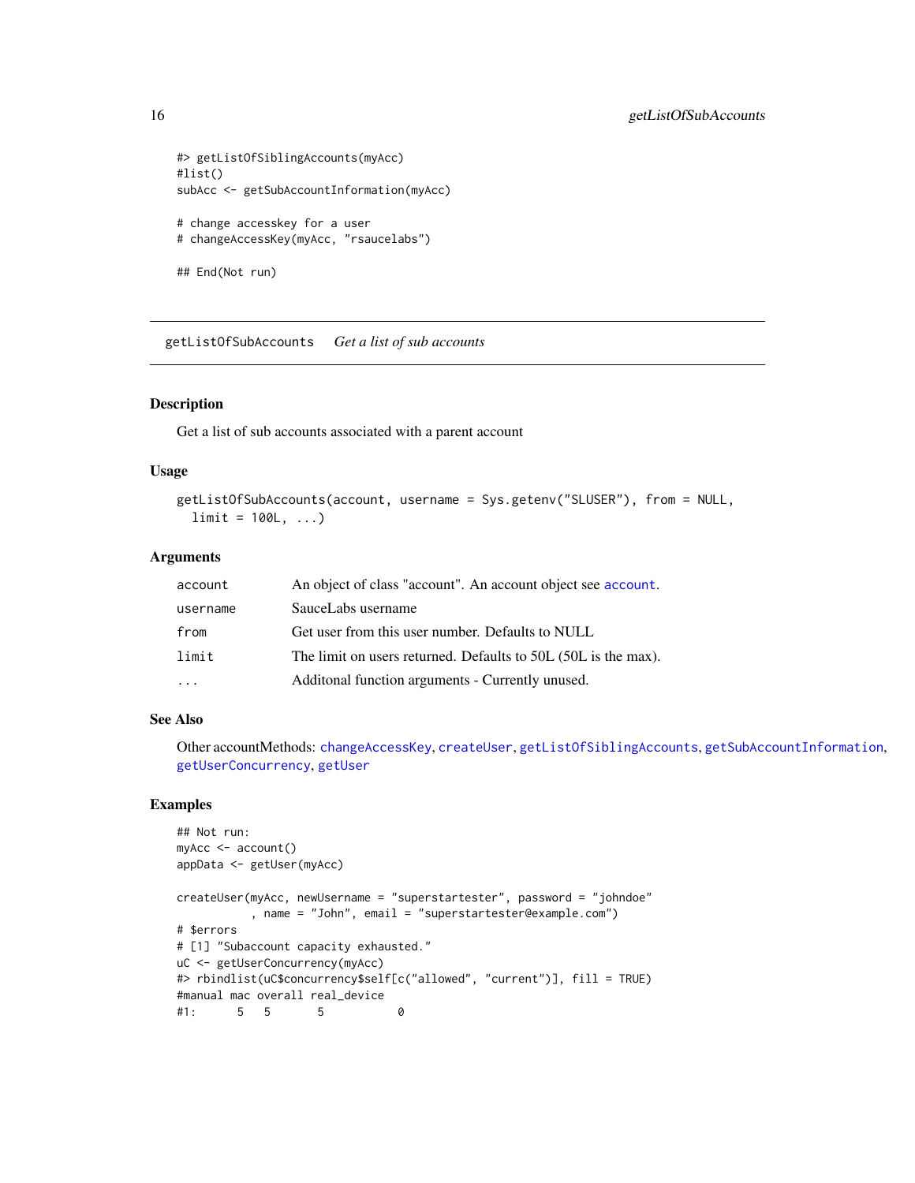```
#> getListOfSiblingAccounts(myAcc)
#list()
subAcc <- getSubAccountInformation(myAcc)

# change accesskey for a user
# changeAccessKey(myAcc, "rsaucelabs")

## End(Not run)
```

## getListOfSubAccounts *Get a list of sub accounts*

### Description

Get a list of sub accounts associated with a parent account

### Usage

```
getListOfSubAccounts(account, username = Sys.getenv("SLUSER"), from = NULL,
  limit = 100L, ...)
```

### Arguments

| | |
|---|---|
| account | An object of class "account". An account object see account. |
| username | SauceLabs username |
| from | Get user from this user number. Defaults to NULL |
| limit | The limit on users returned. Defaults to 50L (50L is the max). |
| ... | Additonal function arguments - Currently unused. |

### See Also

Other accountMethods: changeAccessKey, createUser, getListOfSiblingAccounts, getSubAccountInformation, getUserConcurrency, getUser

### Examples

```
## Not run:
myAcc <- account()
appData <- getUser(myAcc)

createUser(myAcc, newUsername = "superstartester", password = "johndoe"
           , name = "John", email = "superstartester@example.com")
# $errors
# [1] "Subaccount capacity exhausted."
uC <- getUserConcurrency(myAcc)
#> rbindlist(uC$concurrency$self[c("allowed", "current")], fill = TRUE)
#manual mac overall real_device
#1:      5   5       5           0
```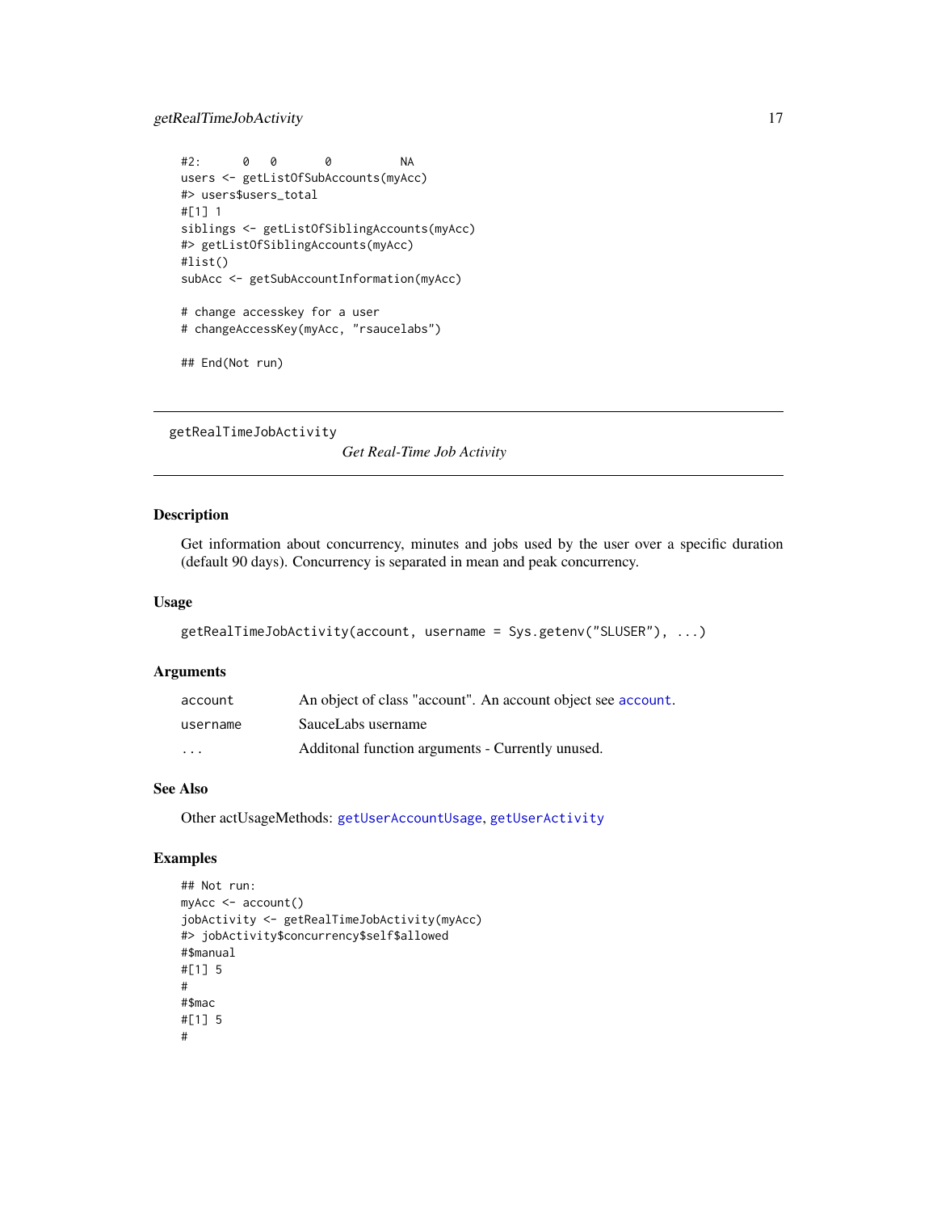```
#2:      0   0       0          NA
users <- getListOfSubAccounts(myAcc)
#> users$users_total
#[1] 1
siblings <- getListOfSiblingAccounts(myAcc)
#> getListOfSiblingAccounts(myAcc)
#list()
subAcc <- getSubAccountInformation(myAcc)

# change accesskey for a user
# changeAccessKey(myAcc, "rsaucelabs")

## End(Not run)
```

---

getRealTimeJobActivity

*Get Real-Time Job Activity*

---

## Description

Get information about concurrency, minutes and jobs used by the user over a specific duration (default 90 days). Concurrency is separated in mean and peak concurrency.

## Usage

```
getRealTimeJobActivity(account, username = Sys.getenv("SLUSER"), ...)
```

## Arguments

| | |
|---|---|
| account | An object of class "account". An account object see `account`. |
| username | SauceLabs username |
| ... | Additonal function arguments - Currently unused. |

## See Also

Other actUsageMethods: `getUserAccountUsage`, `getUserActivity`

## Examples

```
## Not run:
myAcc <- account()
jobActivity <- getRealTimeJobActivity(myAcc)
#> jobActivity$concurrency$self$allowed
#$manual
#[1] 5
#
#$mac
#[1] 5
#
```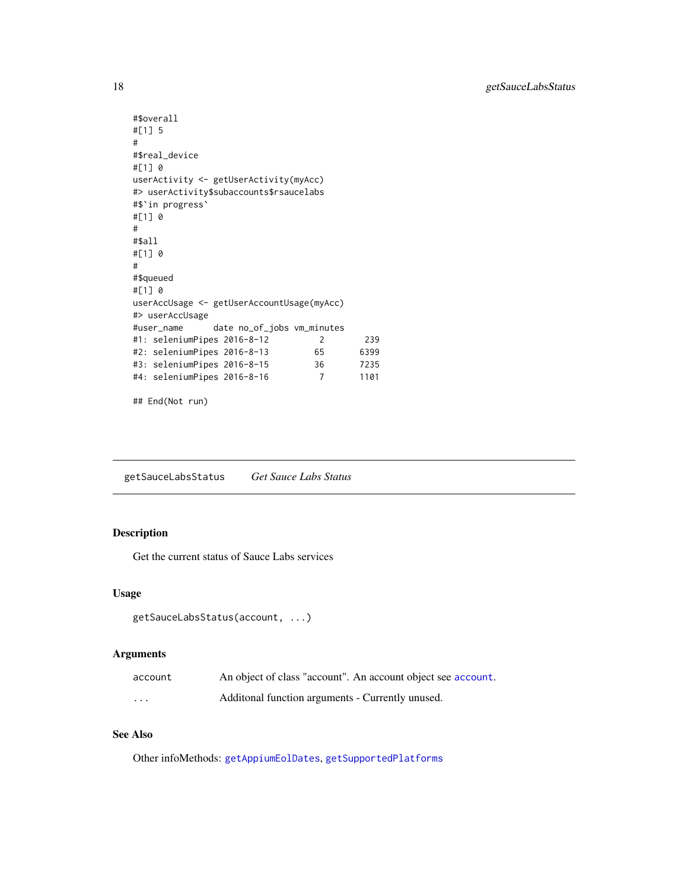```
#$overall
#[1] 5
#
#$real_device
#[1] 0
userActivity <- getUserActivity(myAcc)
#> userActivity$subaccounts$rsaucelabs
#$`in progress`
#[1] 0
#
#$all
#[1] 0
#
#$queued
#[1] 0
userAccUsage <- getUserAccountUsage(myAcc)
#> userAccUsage
#user_name      date no_of_jobs vm_minutes
#1: seleniumPipes 2016-8-12          2        239
#2: seleniumPipes 2016-8-13         65       6399
#3: seleniumPipes 2016-8-15         36       7235
#4: seleniumPipes 2016-8-16          7       1101

## End(Not run)
```

## getSauceLabsStatus    *Get Sauce Labs Status*

### Description

Get the current status of Sauce Labs services

### Usage

```
getSauceLabsStatus(account, ...)
```

### Arguments

| | |
|---|---|
| `account` | An object of class "account". An account object see `account`. |
| `...` | Additonal function arguments - Currently unused. |

### See Also

Other infoMethods: `getAppiumEolDates`, `getSupportedPlatforms`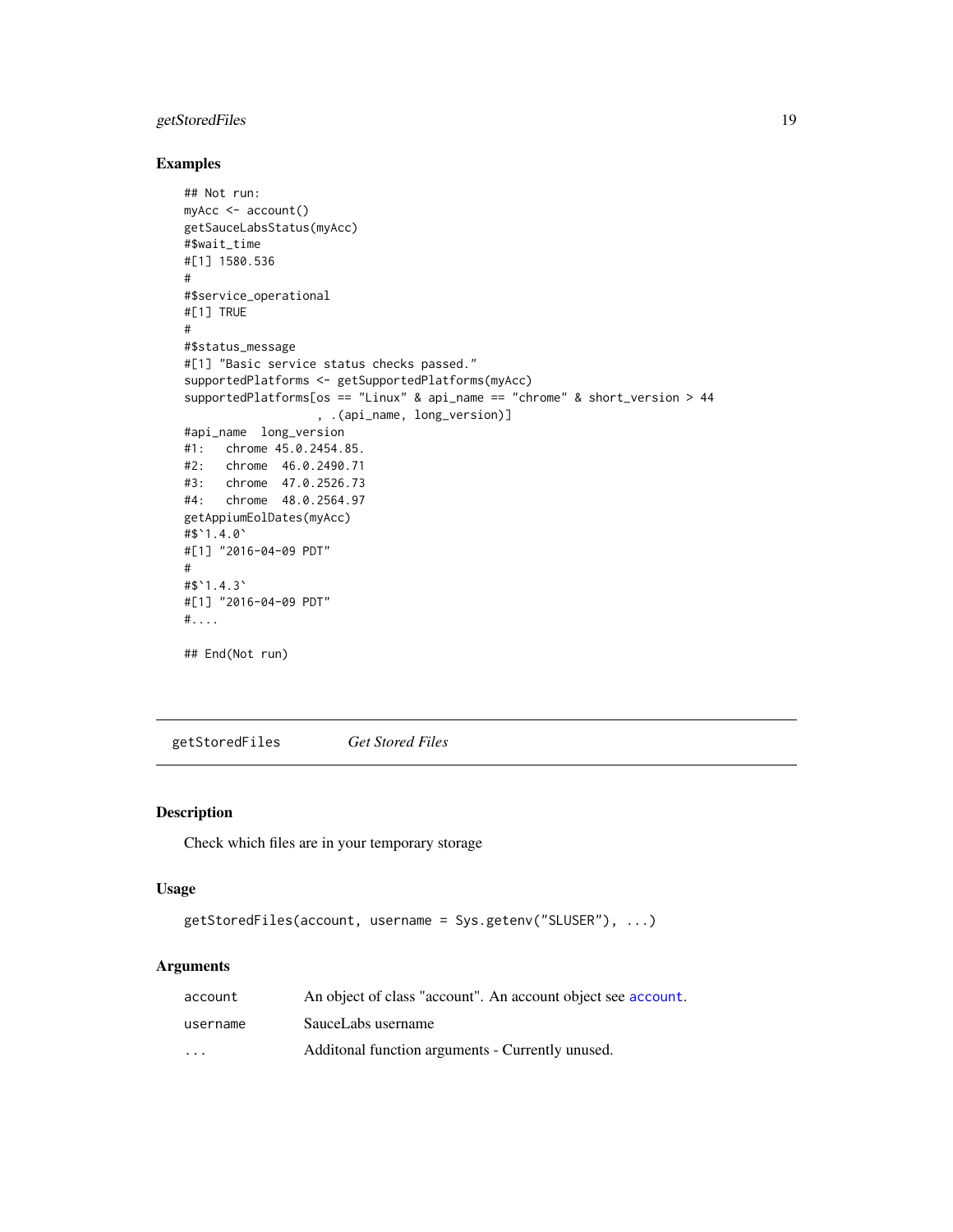## Examples

```
## Not run:
myAcc <- account()
getSauceLabsStatus(myAcc)
#$wait_time
#[1] 1580.536
#
#$service_operational
#[1] TRUE
#
#$status_message
#[1] "Basic service status checks passed."
supportedPlatforms <- getSupportedPlatforms(myAcc)
supportedPlatforms[os == "Linux" & api_name == "chrome" & short_version > 44
                   , .(api_name, long_version)]
#api_name  long_version
#1:   chrome 45.0.2454.85.
#2:   chrome  46.0.2490.71
#3:   chrome  47.0.2526.73
#4:   chrome  48.0.2564.97
getAppiumEolDates(myAcc)
#$`1.4.0`
#[1] "2016-04-09 PDT"
#
#$`1.4.3`
#[1] "2016-04-09 PDT"
#....

## End(Not run)
```

---

getStoredFiles *Get Stored Files*

---

## Description

Check which files are in your temporary storage

## Usage

```
getStoredFiles(account, username = Sys.getenv("SLUSER"), ...)
```

## Arguments

| | |
|---|---|
| account | An object of class "account". An account object see account. |
| username | SauceLabs username |
| ... | Additonal function arguments - Currently unused. |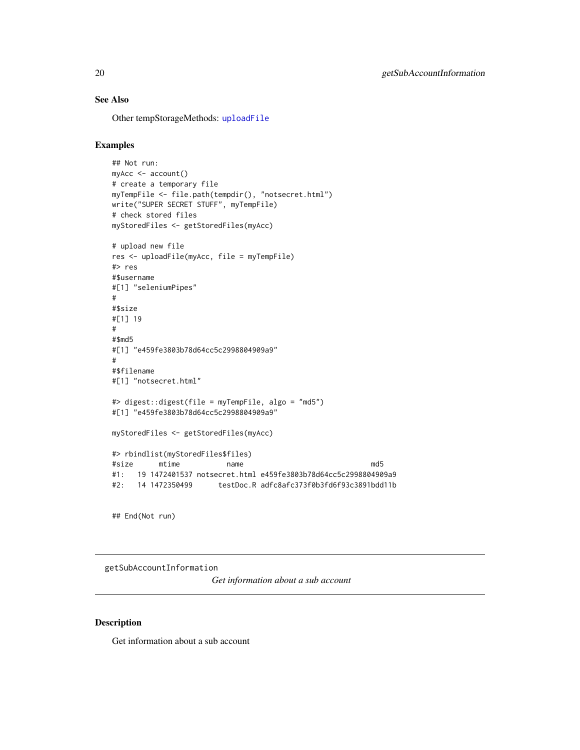### See Also

Other tempStorageMethods: `uploadFile`

### Examples

```
## Not run:
myAcc <- account()
# create a temporary file
myTempFile <- file.path(tempdir(), "notsecret.html")
write("SUPER SECRET STUFF", myTempFile)
# check stored files
myStoredFiles <- getStoredFiles(myAcc)

# upload new file
res <- uploadFile(myAcc, file = myTempFile)
#> res
#$username
#[1] "seleniumPipes"
#
#$size
#[1] 19
#
#$md5
#[1] "e459fe3803b78d64cc5c2998804909a9"
#
#$filename
#[1] "notsecret.html"

#> digest::digest(file = myTempFile, algo = "md5")
#[1] "e459fe3803b78d64cc5c2998804909a9"

myStoredFiles <- getStoredFiles(myAcc)

#> rbindlist(myStoredFiles$files)
#size      mtime           name                              md5
#1:   19 1472401537 notsecret.html e459fe3803b78d64cc5c2998804909a9
#2:   14 1472350499      testDoc.R adfc8afc373f0b3fd6f93c3891bdd11b


## End(Not run)
```

---

## getSubAccountInformation

*Get information about a sub account*

---

### Description

Get information about a sub account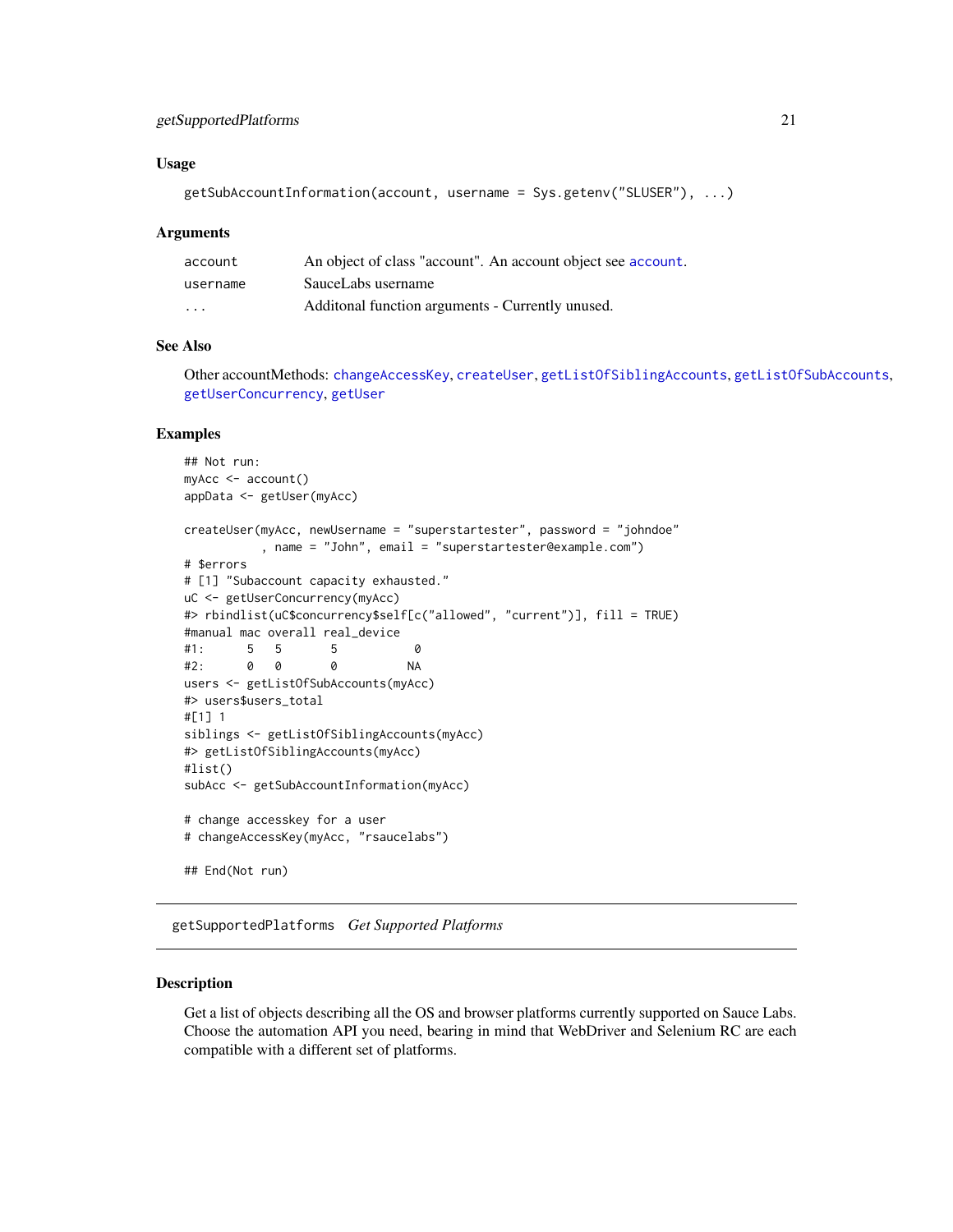### Usage

```
getSubAccountInformation(account, username = Sys.getenv("SLUSER"), ...)
```

### Arguments

| | |
|---|---|
| account | An object of class "account". An account object see account. |
| username | SauceLabs username |
| ... | Additonal function arguments - Currently unused. |

### See Also

Other accountMethods: changeAccessKey, createUser, getListOfSiblingAccounts, getListOfSubAccounts, getUserConcurrency, getUser

### Examples

```
## Not run:
myAcc <- account()
appData <- getUser(myAcc)

createUser(myAcc, newUsername = "superstartester", password = "johndoe"
           , name = "John", email = "superstartester@example.com")
# $errors
# [1] "Subaccount capacity exhausted."
uC <- getUserConcurrency(myAcc)
#> rbindlist(uC$concurrency$self[c("allowed", "current")], fill = TRUE)
#manual mac overall real_device
#1:      5   5       5           0
#2:      0   0       0          NA
users <- getListOfSubAccounts(myAcc)
#> users$users_total
#[1] 1
siblings <- getListOfSiblingAccounts(myAcc)
#> getListOfSiblingAccounts(myAcc)
#list()
subAcc <- getSubAccountInformation(myAcc)

# change accesskey for a user
# changeAccessKey(myAcc, "rsaucelabs")

## End(Not run)
```

## getSupportedPlatforms *Get Supported Platforms*

### Description

Get a list of objects describing all the OS and browser platforms currently supported on Sauce Labs. Choose the automation API you need, bearing in mind that WebDriver and Selenium RC are each compatible with a different set of platforms.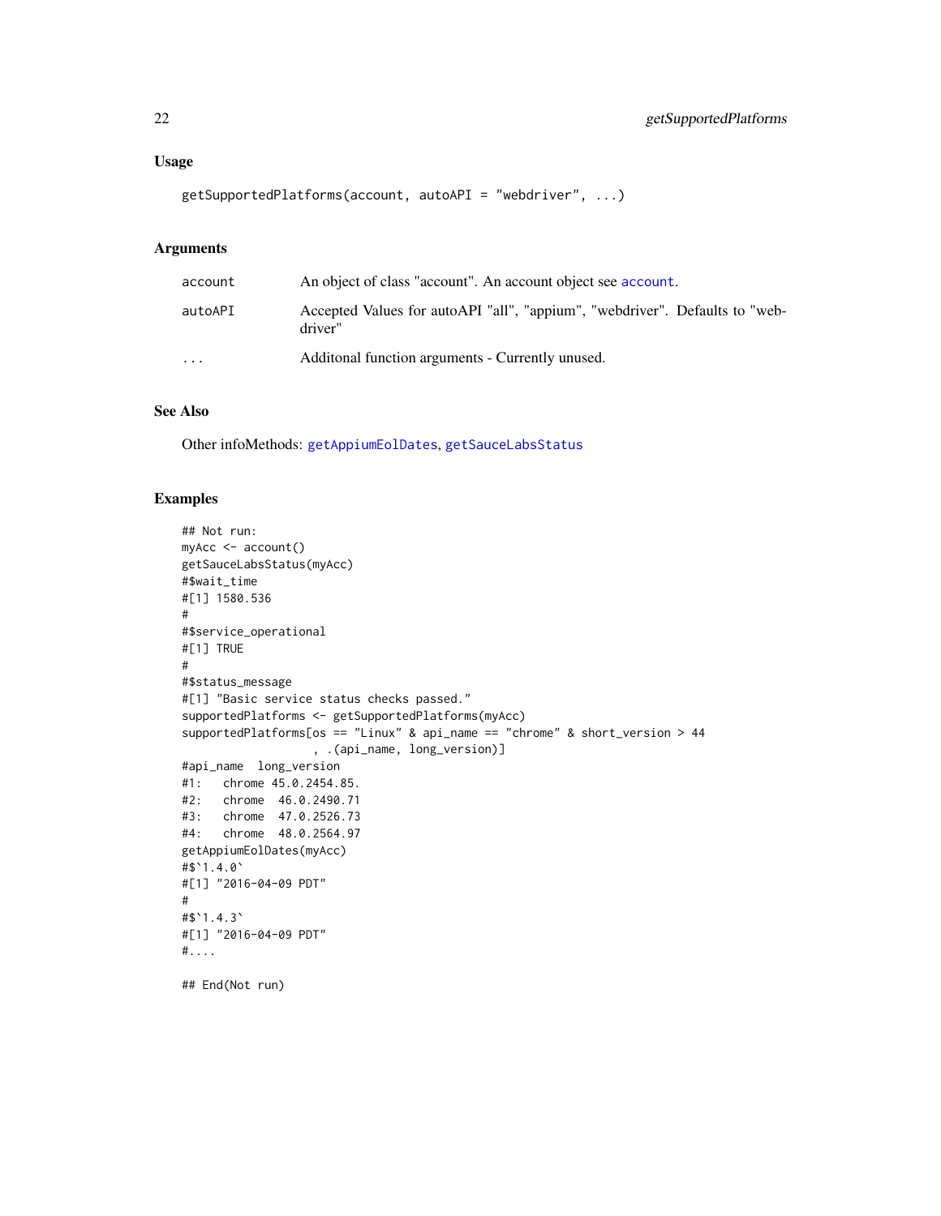### Usage

```
getSupportedPlatforms(account, autoAPI = "webdriver", ...)
```

### Arguments

| | |
|---|---|
| account | An object of class "account". An account object see account. |
| autoAPI | Accepted Values for autoAPI "all", "appium", "webdriver". Defaults to "webdriver" |
| ... | Additonal function arguments - Currently unused. |

### See Also

Other infoMethods: getAppiumEolDates, getSauceLabsStatus

### Examples

```
## Not run:
myAcc <- account()
getSauceLabsStatus(myAcc)
#$wait_time
#[1] 1580.536
#
#$service_operational
#[1] TRUE
#
#$status_message
#[1] "Basic service status checks passed."
supportedPlatforms <- getSupportedPlatforms(myAcc)
supportedPlatforms[os == "Linux" & api_name == "chrome" & short_version > 44
                   , .(api_name, long_version)]
#api_name  long_version
#1:   chrome 45.0.2454.85.
#2:   chrome  46.0.2490.71
#3:   chrome  47.0.2526.73
#4:   chrome  48.0.2564.97
getAppiumEolDates(myAcc)
#$`1.4.0`
#[1] "2016-04-09 PDT"
#
#$`1.4.3`
#[1] "2016-04-09 PDT"
#....

## End(Not run)
```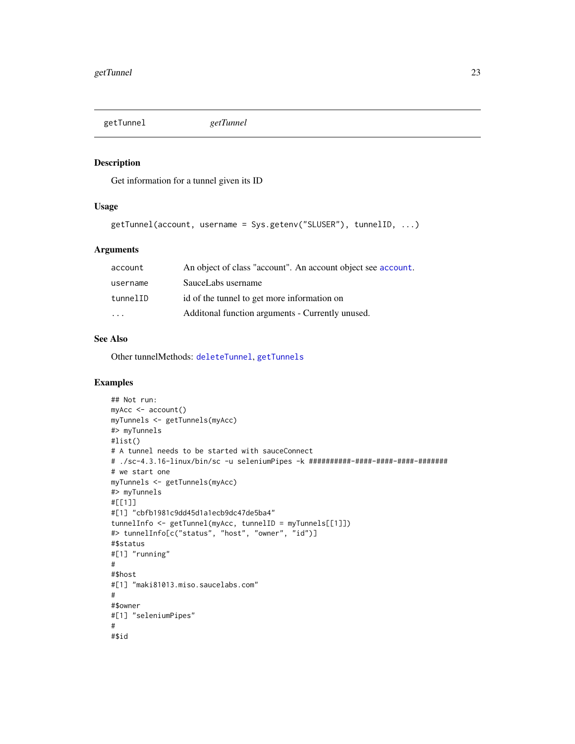## getTunnel *getTunnel*

### Description

Get information for a tunnel given its ID

### Usage

```
getTunnel(account, username = Sys.getenv("SLUSER"), tunnelID, ...)
```

### Arguments

| | |
|---|---|
| account | An object of class "account". An account object see account. |
| username | SauceLabs username |
| tunnelID | id of the tunnel to get more information on |
| ... | Additonal function arguments - Currently unused. |

### See Also

Other tunnelMethods: deleteTunnel, getTunnels

### Examples

```
## Not run:
myAcc <- account()
myTunnels <- getTunnels(myAcc)
#> myTunnels
#list()
# A tunnel needs to be started with sauceConnect
# ./sc-4.3.16-linux/bin/sc -u seleniumPipes -k ##########-####-####-####-#######
# we start one
myTunnels <- getTunnels(myAcc)
#> myTunnels
#[[1]]
#[1] "cbfb1981c9dd45d1a1ecb9dc47de5ba4"
tunnelInfo <- getTunnel(myAcc, tunnelID = myTunnels[[1]])
#> tunnelInfo[c("status", "host", "owner", "id")]
#$status
#[1] "running"
#
#$host
#[1] "maki81013.miso.saucelabs.com"
#
#$owner
#[1] "seleniumPipes"
#
#$id
```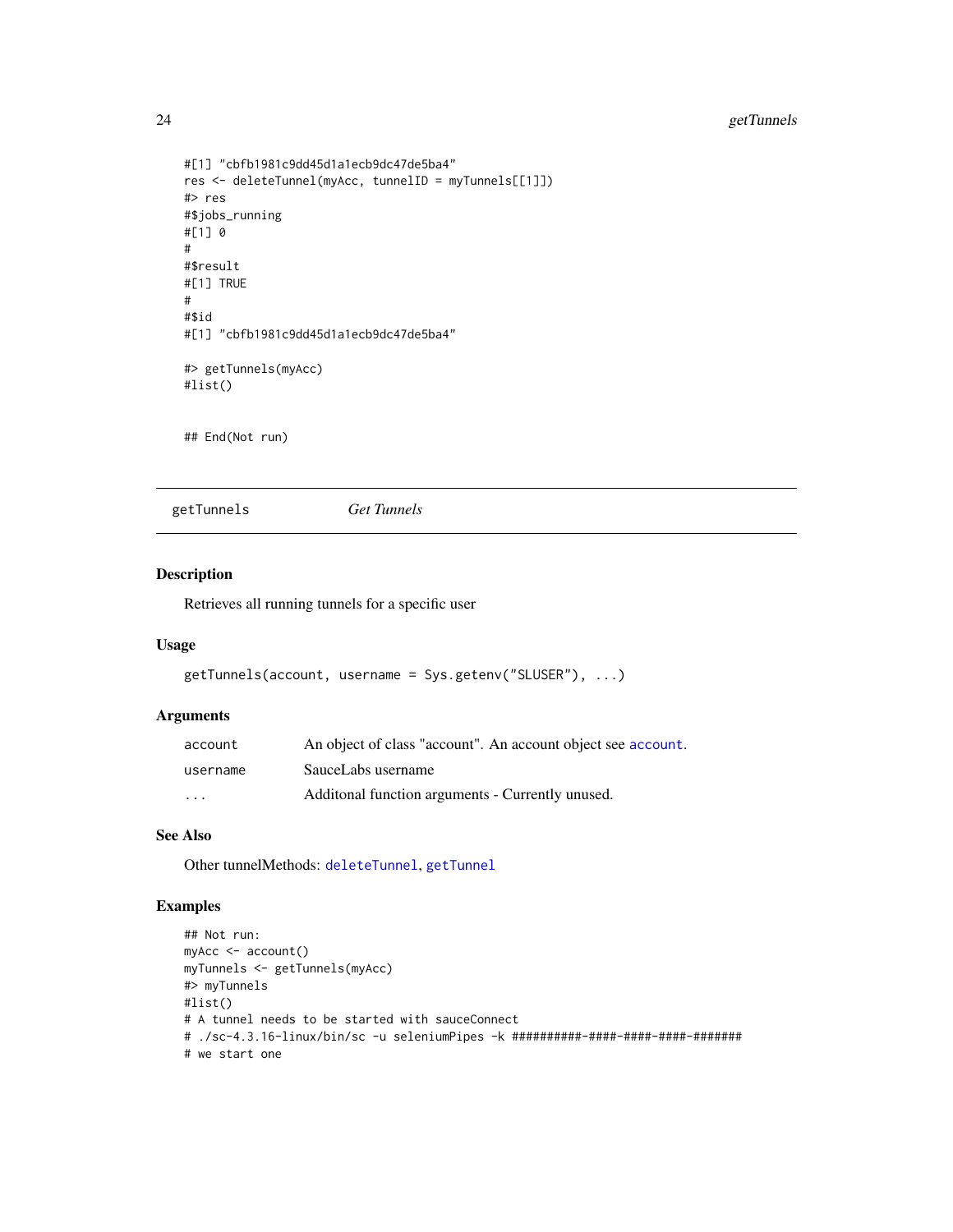```
#[1] "cbfb1981c9dd45d1a1ecb9dc47de5ba4"
res <- deleteTunnel(myAcc, tunnelID = myTunnels[[1]])
#> res
#$jobs_running
#[1] 0
#
#$result
#[1] TRUE
#
#$id
#[1] "cbfb1981c9dd45d1a1ecb9dc47de5ba4"

#> getTunnels(myAcc)
#list()


## End(Not run)
```

## getTunnels *Get Tunnels*

### Description

Retrieves all running tunnels for a specific user

### Usage

```
getTunnels(account, username = Sys.getenv("SLUSER"), ...)
```

### Arguments

| | |
|---|---|
| account | An object of class "account". An account object see account. |
| username | SauceLabs username |
| ... | Additonal function arguments - Currently unused. |

### See Also

Other tunnelMethods: deleteTunnel, getTunnel

### Examples

```
## Not run:
myAcc <- account()
myTunnels <- getTunnels(myAcc)
#> myTunnels
#list()
# A tunnel needs to be started with sauceConnect
# ./sc-4.3.16-linux/bin/sc -u seleniumPipes -k ##########-####-####-####-#######
# we start one
```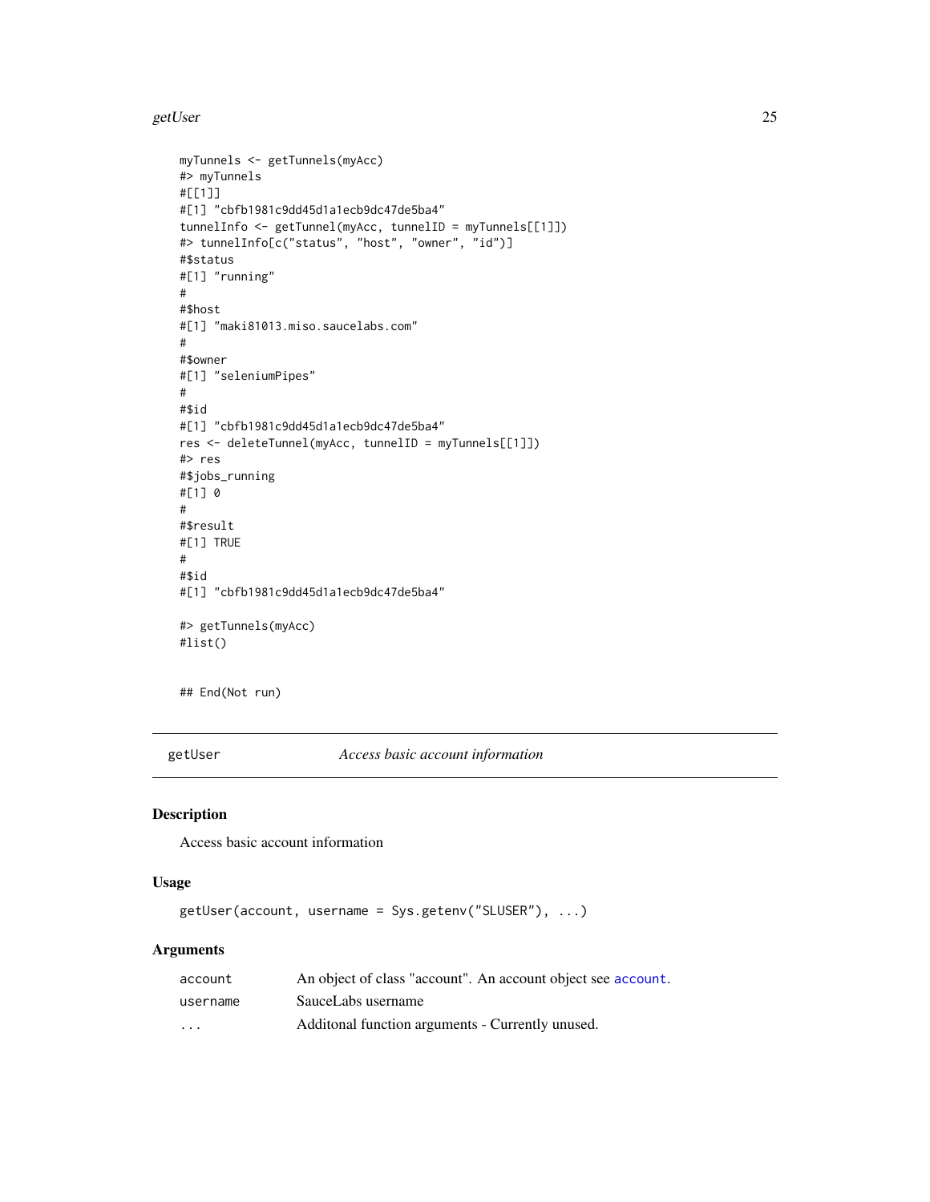```
myTunnels <- getTunnels(myAcc)
#> myTunnels
#[[1]]
#[1] "cbfb1981c9dd45d1a1ecb9dc47de5ba4"
tunnelInfo <- getTunnel(myAcc, tunnelID = myTunnels[[1]])
#> tunnelInfo[c("status", "host", "owner", "id")]
#$status
#[1] "running"
#
#$host
#[1] "maki81013.miso.saucelabs.com"
#
#$owner
#[1] "seleniumPipes"
#
#$id
#[1] "cbfb1981c9dd45d1a1ecb9dc47de5ba4"
res <- deleteTunnel(myAcc, tunnelID = myTunnels[[1]])
#> res
#$jobs_running
#[1] 0
#
#$result
#[1] TRUE
#
#$id
#[1] "cbfb1981c9dd45d1a1ecb9dc47de5ba4"

#> getTunnels(myAcc)
#list()


## End(Not run)
```

## getUser *Access basic account information*

### Description

Access basic account information

### Usage

```
getUser(account, username = Sys.getenv("SLUSER"), ...)
```

### Arguments

| | |
|---|---|
| account | An object of class "account". An account object see account. |
| username | SauceLabs username |
| ... | Additonal function arguments - Currently unused. |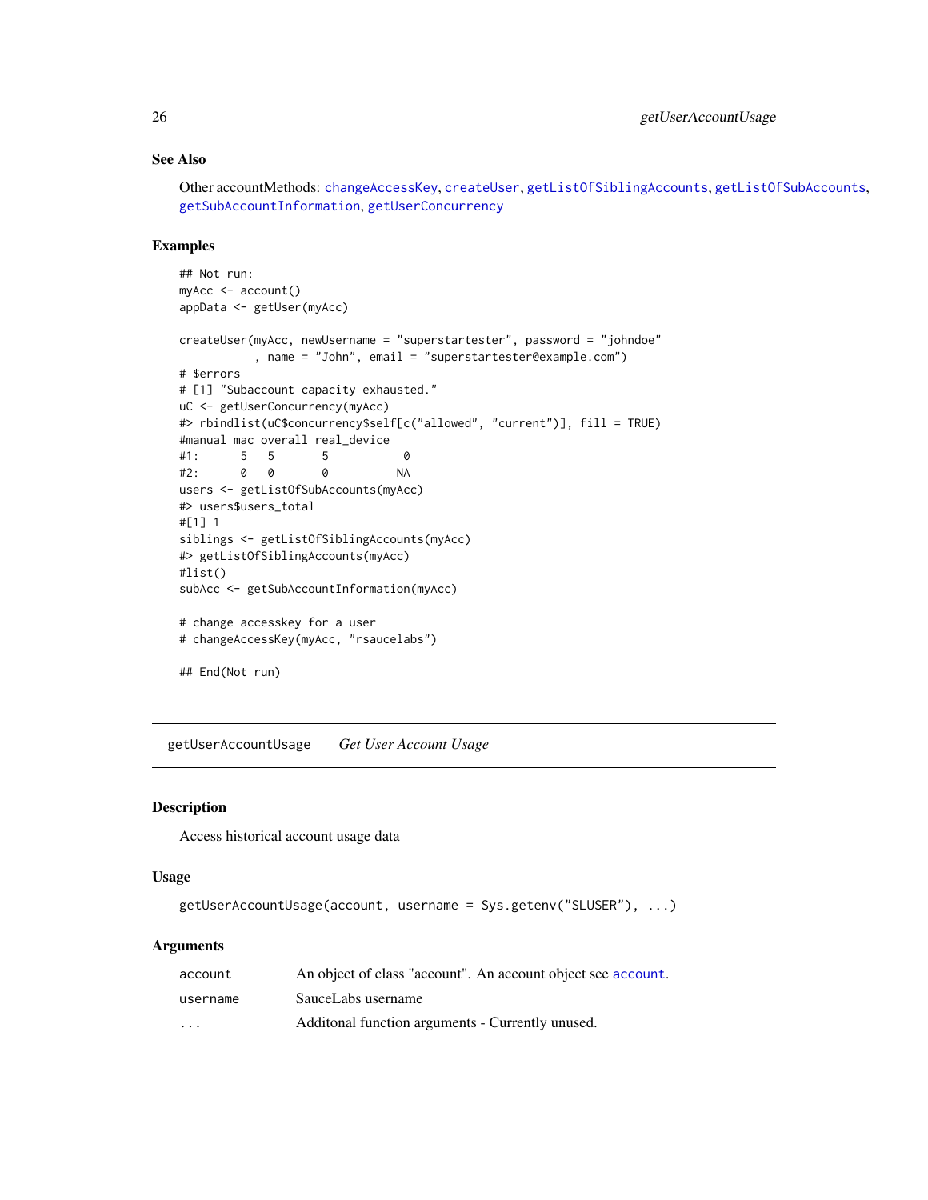## See Also

Other accountMethods: `changeAccessKey`, `createUser`, `getListOfSiblingAccounts`, `getListOfSubAccounts`, `getSubAccountInformation`, `getUserConcurrency`

## Examples

```
## Not run:
myAcc <- account()
appData <- getUser(myAcc)

createUser(myAcc, newUsername = "superstartester", password = "johndoe"
           , name = "John", email = "superstartester@example.com")
# $errors
# [1] "Subaccount capacity exhausted."
uC <- getUserConcurrency(myAcc)
#> rbindlist(uC$concurrency$self[c("allowed", "current")], fill = TRUE)
#manual mac overall real_device
#1:      5   5       5           0
#2:      0   0       0          NA
users <- getListOfSubAccounts(myAcc)
#> users$users_total
#[1] 1
siblings <- getListOfSiblingAccounts(myAcc)
#> getListOfSiblingAccounts(myAcc)
#list()
subAcc <- getSubAccountInformation(myAcc)

# change accesskey for a user
# changeAccessKey(myAcc, "rsaucelabs")

## End(Not run)
```

---

# getUserAccountUsage &nbsp;&nbsp;&nbsp; *Get User Account Usage*

---

## Description

Access historical account usage data

## Usage

```
getUserAccountUsage(account, username = Sys.getenv("SLUSER"), ...)
```

## Arguments

| | |
|---|---|
| account | An object of class "account". An account object see `account`. |
| username | SauceLabs username |
| ... | Additonal function arguments - Currently unused. |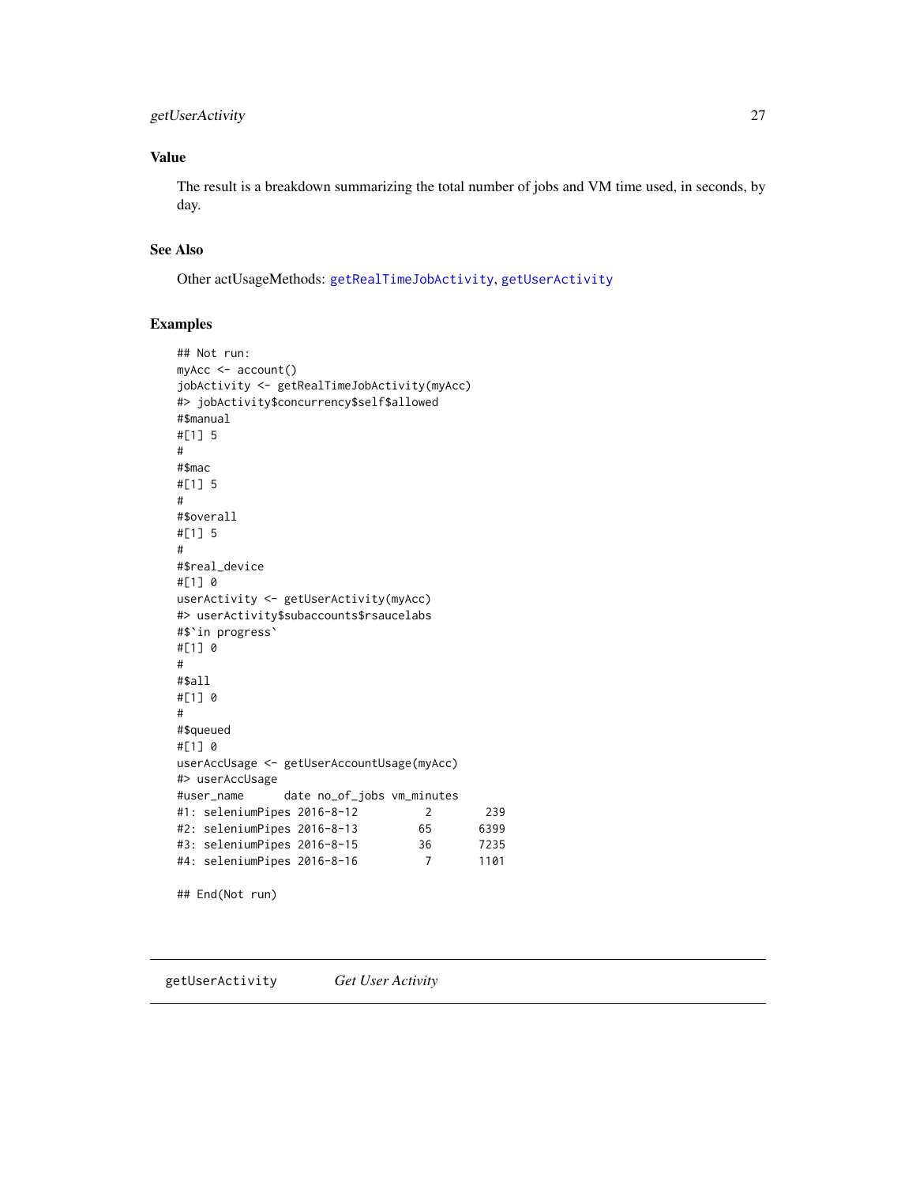## Value

The result is a breakdown summarizing the total number of jobs and VM time used, in seconds, by day.

## See Also

Other actUsageMethods: getRealTimeJobActivity, getUserActivity

## Examples

```
## Not run:
myAcc <- account()
jobActivity <- getRealTimeJobActivity(myAcc)
#> jobActivity$concurrency$self$allowed
#$manual
#[1] 5
#
#$mac
#[1] 5
#
#$overall
#[1] 5
#
#$real_device
#[1] 0
userActivity <- getUserActivity(myAcc)
#> userActivity$subaccounts$rsaucelabs
#$`in progress`
#[1] 0
#
#$all
#[1] 0
#
#$queued
#[1] 0
userAccUsage <- getUserAccountUsage(myAcc)
#> userAccUsage
#user_name      date no_of_jobs vm_minutes
#1: seleniumPipes 2016-8-12          2        239
#2: seleniumPipes 2016-8-13         65       6399
#3: seleniumPipes 2016-8-15         36       7235
#4: seleniumPipes 2016-8-16          7       1101

## End(Not run)
```

---

getUserActivity    *Get User Activity*

---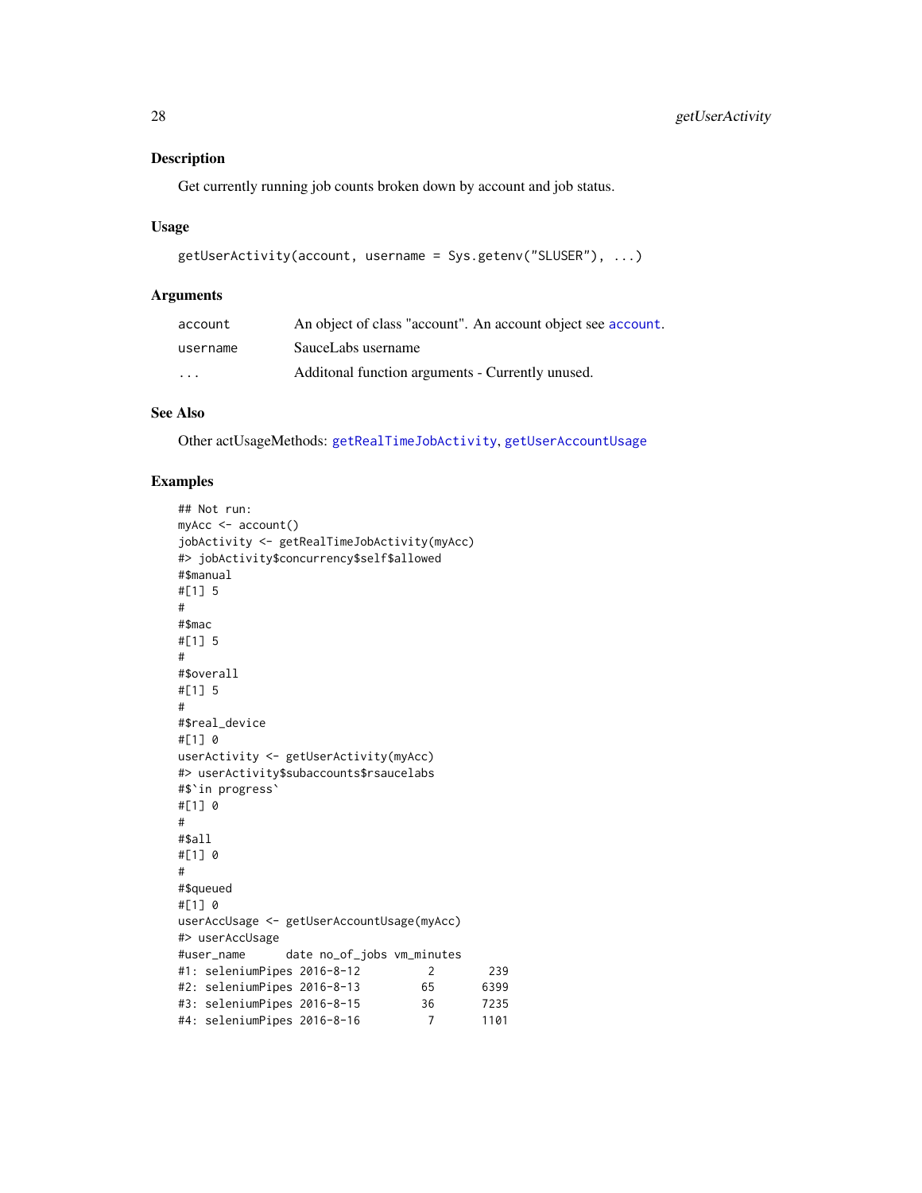## Description

Get currently running job counts broken down by account and job status.

## Usage

```
getUserActivity(account, username = Sys.getenv("SLUSER"), ...)
```

## Arguments

| | |
|---|---|
| account | An object of class "account". An account object see account. |
| username | SauceLabs username |
| ... | Additonal function arguments - Currently unused. |

## See Also

Other actUsageMethods: getRealTimeJobActivity, getUserAccountUsage

## Examples

```
## Not run:
myAcc <- account()
jobActivity <- getRealTimeJobActivity(myAcc)
#> jobActivity$concurrency$self$allowed
#$manual
#[1] 5
#
#$mac
#[1] 5
#
#$overall
#[1] 5
#
#$real_device
#[1] 0
userActivity <- getUserActivity(myAcc)
#> userActivity$subaccounts$rsaucelabs
#$`in progress`
#[1] 0
#
#$all
#[1] 0
#
#$queued
#[1] 0
userAccUsage <- getUserAccountUsage(myAcc)
#> userAccUsage
#user_name      date no_of_jobs vm_minutes
#1: seleniumPipes 2016-8-12          2        239
#2: seleniumPipes 2016-8-13         65       6399
#3: seleniumPipes 2016-8-15         36       7235
#4: seleniumPipes 2016-8-16          7       1101
```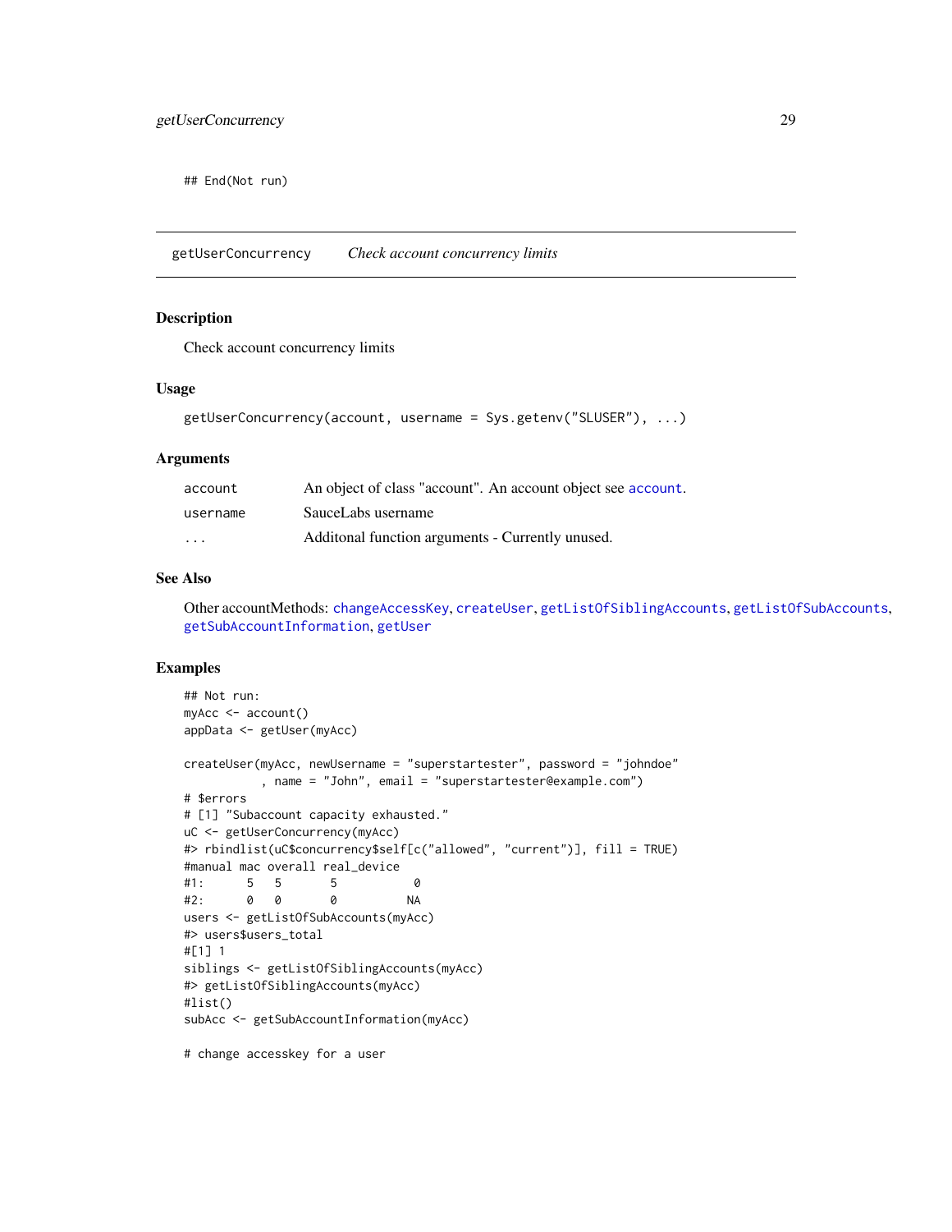```
## End(Not run)
```

## getUserConcurrency — *Check account concurrency limits*

### Description

Check account concurrency limits

### Usage

```
getUserConcurrency(account, username = Sys.getenv("SLUSER"), ...)
```

### Arguments

| | |
|---|---|
| account | An object of class "account". An account object see account. |
| username | SauceLabs username |
| ... | Additonal function arguments - Currently unused. |

### See Also

Other accountMethods: changeAccessKey, createUser, getListOfSiblingAccounts, getListOfSubAccounts, getSubAccountInformation, getUser

### Examples

```
## Not run:
myAcc <- account()
appData <- getUser(myAcc)

createUser(myAcc, newUsername = "superstartester", password = "johndoe"
           , name = "John", email = "superstartester@example.com")
# $errors
# [1] "Subaccount capacity exhausted."
uC <- getUserConcurrency(myAcc)
#> rbindlist(uC$concurrency$self[c("allowed", "current")], fill = TRUE)
#manual mac overall real_device
#1:      5   5       5           0
#2:      0   0       0          NA
users <- getListOfSubAccounts(myAcc)
#> users$users_total
#[1] 1
siblings <- getListOfSiblingAccounts(myAcc)
#> getListOfSiblingAccounts(myAcc)
#list()
subAcc <- getSubAccountInformation(myAcc)

# change accesskey for a user
```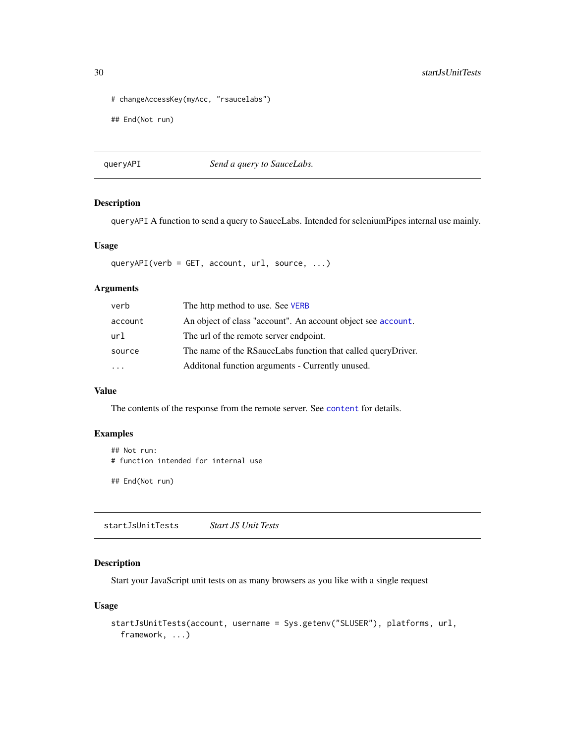```
# changeAccessKey(myAcc, "rsaucelabs")

## End(Not run)
```

## queryAPI — *Send a query to SauceLabs.*

### Description

queryAPI A function to send a query to SauceLabs. Intended for seleniumPipes internal use mainly.

### Usage

```
queryAPI(verb = GET, account, url, source, ...)
```

### Arguments

| | |
|---|---|
| verb | The http method to use. See VERB |
| account | An object of class "account". An account object see account. |
| url | The url of the remote server endpoint. |
| source | The name of the RSauceLabs function that called queryDriver. |
| ... | Additonal function arguments - Currently unused. |

### Value

The contents of the response from the remote server. See content for details.

### Examples

```
## Not run:
# function intended for internal use

## End(Not run)
```

## startJsUnitTests — *Start JS Unit Tests*

### Description

Start your JavaScript unit tests on as many browsers as you like with a single request

### Usage

```
startJsUnitTests(account, username = Sys.getenv("SLUSER"), platforms, url,
  framework, ...)
```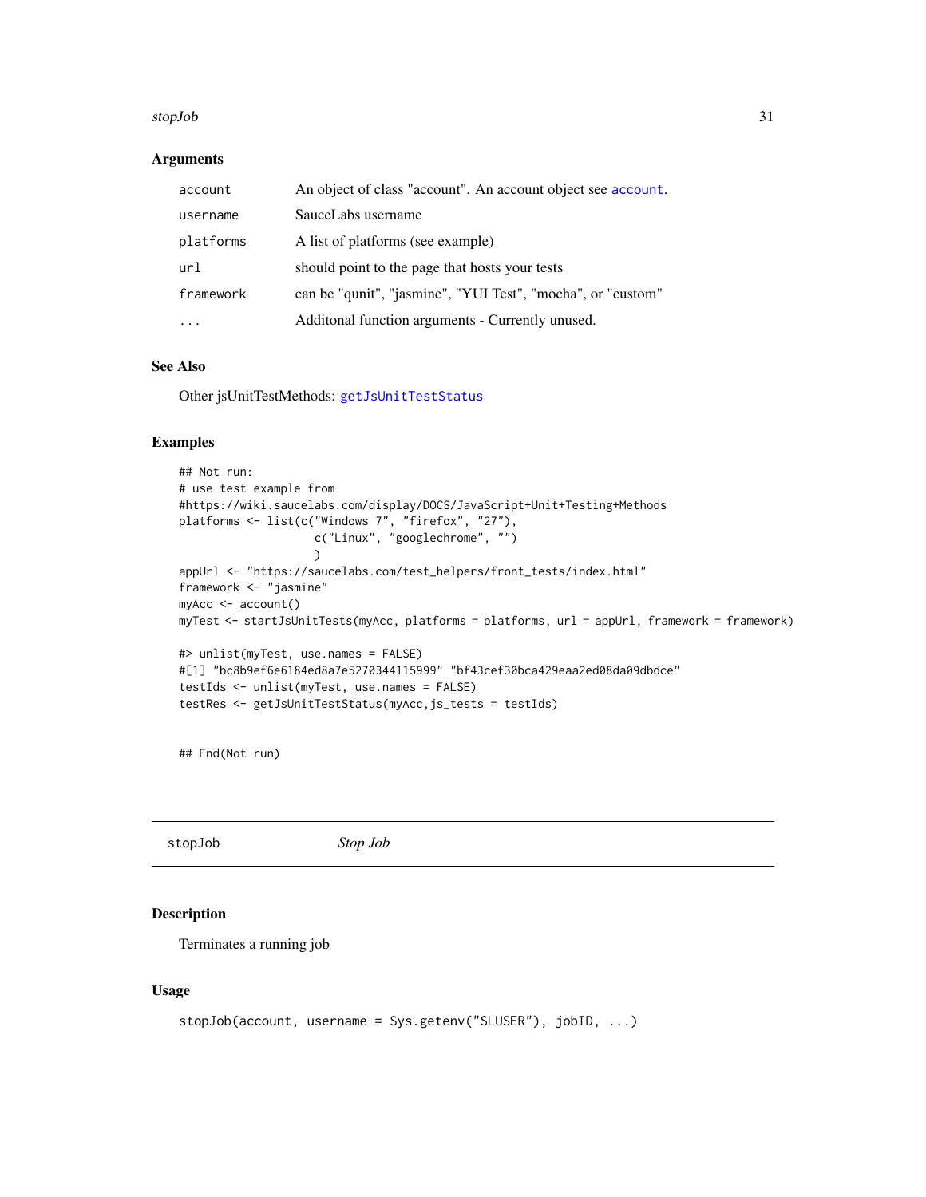## Arguments

| | |
|---|---|
| account | An object of class "account". An account object see account. |
| username | SauceLabs username |
| platforms | A list of platforms (see example) |
| url | should point to the page that hosts your tests |
| framework | can be "qunit", "jasmine", "YUI Test", "mocha", or "custom" |
| ... | Additonal function arguments - Currently unused. |

## See Also

Other jsUnitTestMethods: getJsUnitTestStatus

## Examples

```
## Not run:
# use test example from
#https://wiki.saucelabs.com/display/DOCS/JavaScript+Unit+Testing+Methods
platforms <- list(c("Windows 7", "firefox", "27"),
                  c("Linux", "googlechrome", "")
                  )
appUrl <- "https://saucelabs.com/test_helpers/front_tests/index.html"
framework <- "jasmine"
myAcc <- account()
myTest <- startJsUnitTests(myAcc, platforms = platforms, url = appUrl, framework = framework)

#> unlist(myTest, use.names = FALSE)
#[1] "bc8b9ef6e6184ed8a7e5270344115999" "bf43cef30bca429eaa2ed08da09dbdce"
testIds <- unlist(myTest, use.names = FALSE)
testRes <- getJsUnitTestStatus(myAcc,js_tests = testIds)


## End(Not run)
```

---

# stopJob *Stop Job*

## Description

Terminates a running job

## Usage

```
stopJob(account, username = Sys.getenv("SLUSER"), jobID, ...)
```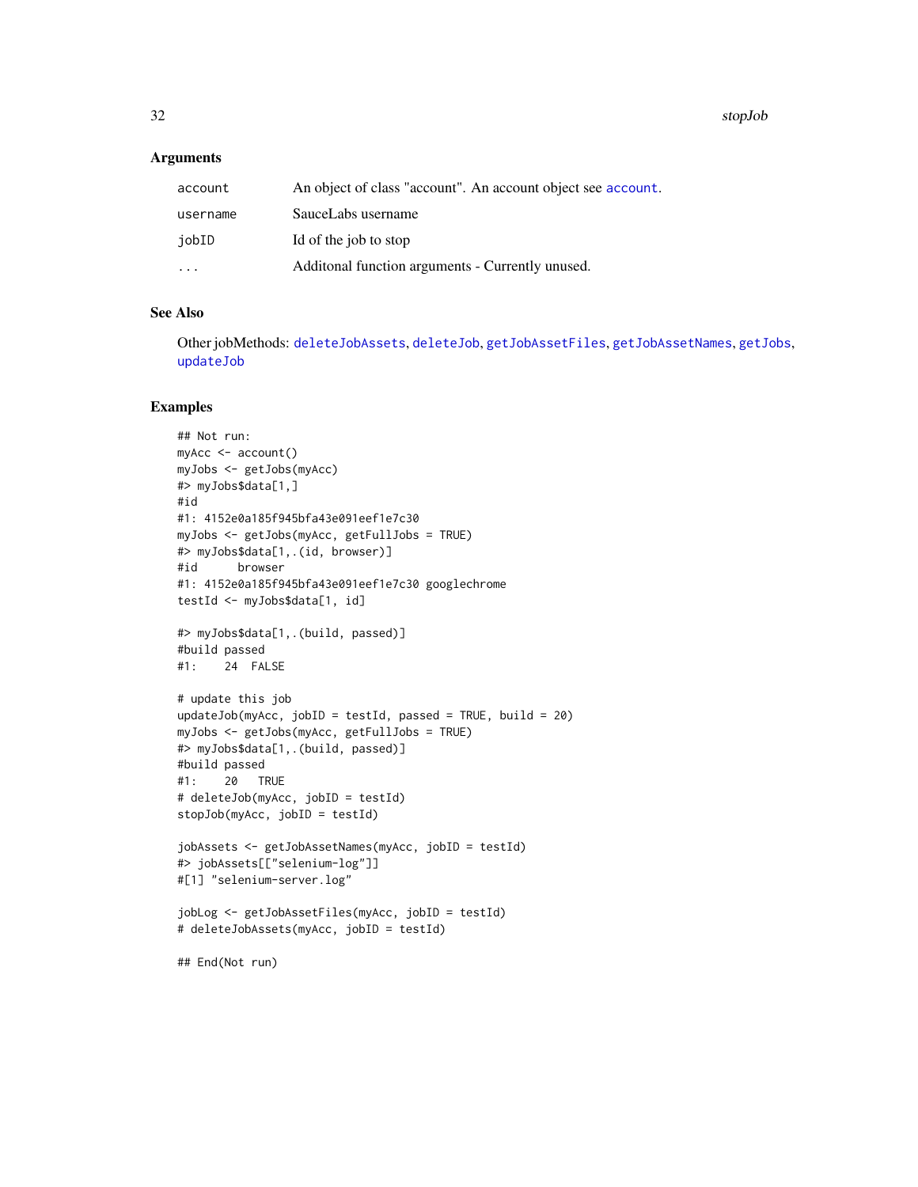## Arguments

| | |
|---|---|
| account | An object of class "account". An account object see account. |
| username | SauceLabs username |
| jobID | Id of the job to stop |
| ... | Additonal function arguments - Currently unused. |

## See Also

Other jobMethods: deleteJobAssets, deleteJob, getJobAssetFiles, getJobAssetNames, getJobs, updateJob

## Examples

```
## Not run:
myAcc <- account()
myJobs <- getJobs(myAcc)
#> myJobs$data[1,]
#id
#1: 4152e0a185f945bfa43e091eef1e7c30
myJobs <- getJobs(myAcc, getFullJobs = TRUE)
#> myJobs$data[1,.(id, browser)]
#id      browser
#1: 4152e0a185f945bfa43e091eef1e7c30 googlechrome
testId <- myJobs$data[1, id]

#> myJobs$data[1,.(build, passed)]
#build passed
#1:    24  FALSE

# update this job
updateJob(myAcc, jobID = testId, passed = TRUE, build = 20)
myJobs <- getJobs(myAcc, getFullJobs = TRUE)
#> myJobs$data[1,.(build, passed)]
#build passed
#1:    20   TRUE
# deleteJob(myAcc, jobID = testId)
stopJob(myAcc, jobID = testId)

jobAssets <- getJobAssetNames(myAcc, jobID = testId)
#> jobAssets[["selenium-log"]]
#[1] "selenium-server.log"

jobLog <- getJobAssetFiles(myAcc, jobID = testId)
# deleteJobAssets(myAcc, jobID = testId)

## End(Not run)
```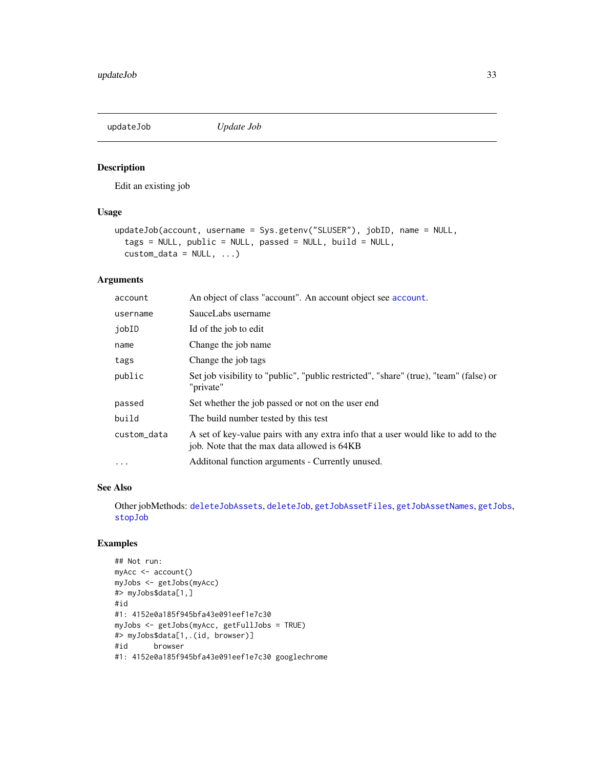## updateJob — *Update Job*

### Description

Edit an existing job

### Usage

```
updateJob(account, username = Sys.getenv("SLUSER"), jobID, name = NULL,
  tags = NULL, public = NULL, passed = NULL, build = NULL,
  custom_data = NULL, ...)
```

### Arguments

| | |
|---|---|
| `account` | An object of class "account". An account object see `account`. |
| `username` | SauceLabs username |
| `jobID` | Id of the job to edit |
| `name` | Change the job name |
| `tags` | Change the job tags |
| `public` | Set job visibility to "public", "public restricted", "share" (true), "team" (false) or "private" |
| `passed` | Set whether the job passed or not on the user end |
| `build` | The build number tested by this test |
| `custom_data` | A set of key-value pairs with any extra info that a user would like to add to the job. Note that the max data allowed is 64KB |
| `...` | Additonal function arguments - Currently unused. |

### See Also

Other jobMethods: `deleteJobAssets`, `deleteJob`, `getJobAssetFiles`, `getJobAssetNames`, `getJobs`, `stopJob`

### Examples

```
## Not run:
myAcc <- account()
myJobs <- getJobs(myAcc)
#> myJobs$data[1,]
#id
#1: 4152e0a185f945bfa43e091eef1e7c30
myJobs <- getJobs(myAcc, getFullJobs = TRUE)
#> myJobs$data[1,.(id, browser)]
#id      browser
#1: 4152e0a185f945bfa43e091eef1e7c30 googlechrome
```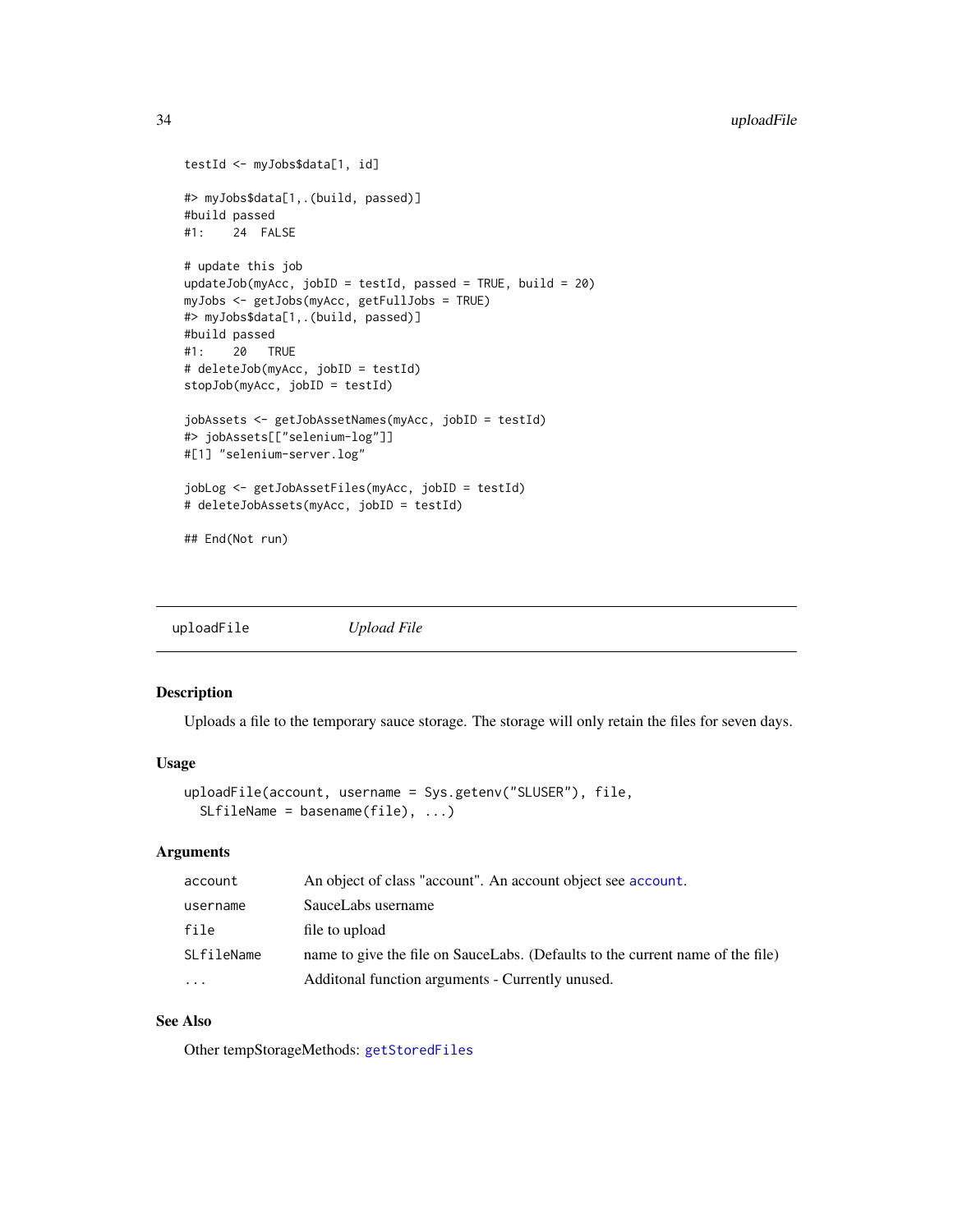```
testId <- myJobs$data[1, id]

#> myJobs$data[1,.(build, passed)]
#build passed
#1:    24  FALSE

# update this job
updateJob(myAcc, jobID = testId, passed = TRUE, build = 20)
myJobs <- getJobs(myAcc, getFullJobs = TRUE)
#> myJobs$data[1,.(build, passed)]
#build passed
#1:    20   TRUE
# deleteJob(myAcc, jobID = testId)
stopJob(myAcc, jobID = testId)

jobAssets <- getJobAssetNames(myAcc, jobID = testId)
#> jobAssets[["selenium-log"]]
#[1] "selenium-server.log"

jobLog <- getJobAssetFiles(myAcc, jobID = testId)
# deleteJobAssets(myAcc, jobID = testId)

## End(Not run)
```

## uploadFile *Upload File*

### Description

Uploads a file to the temporary sauce storage. The storage will only retain the files for seven days.

### Usage

```
uploadFile(account, username = Sys.getenv("SLUSER"), file,
  SLfileName = basename(file), ...)
```

### Arguments

| | |
|---|---|
| account | An object of class "account". An account object see account. |
| username | SauceLabs username |
| file | file to upload |
| SLfileName | name to give the file on SauceLabs. (Defaults to the current name of the file) |
| ... | Additonal function arguments - Currently unused. |

### See Also

Other tempStorageMethods: getStoredFiles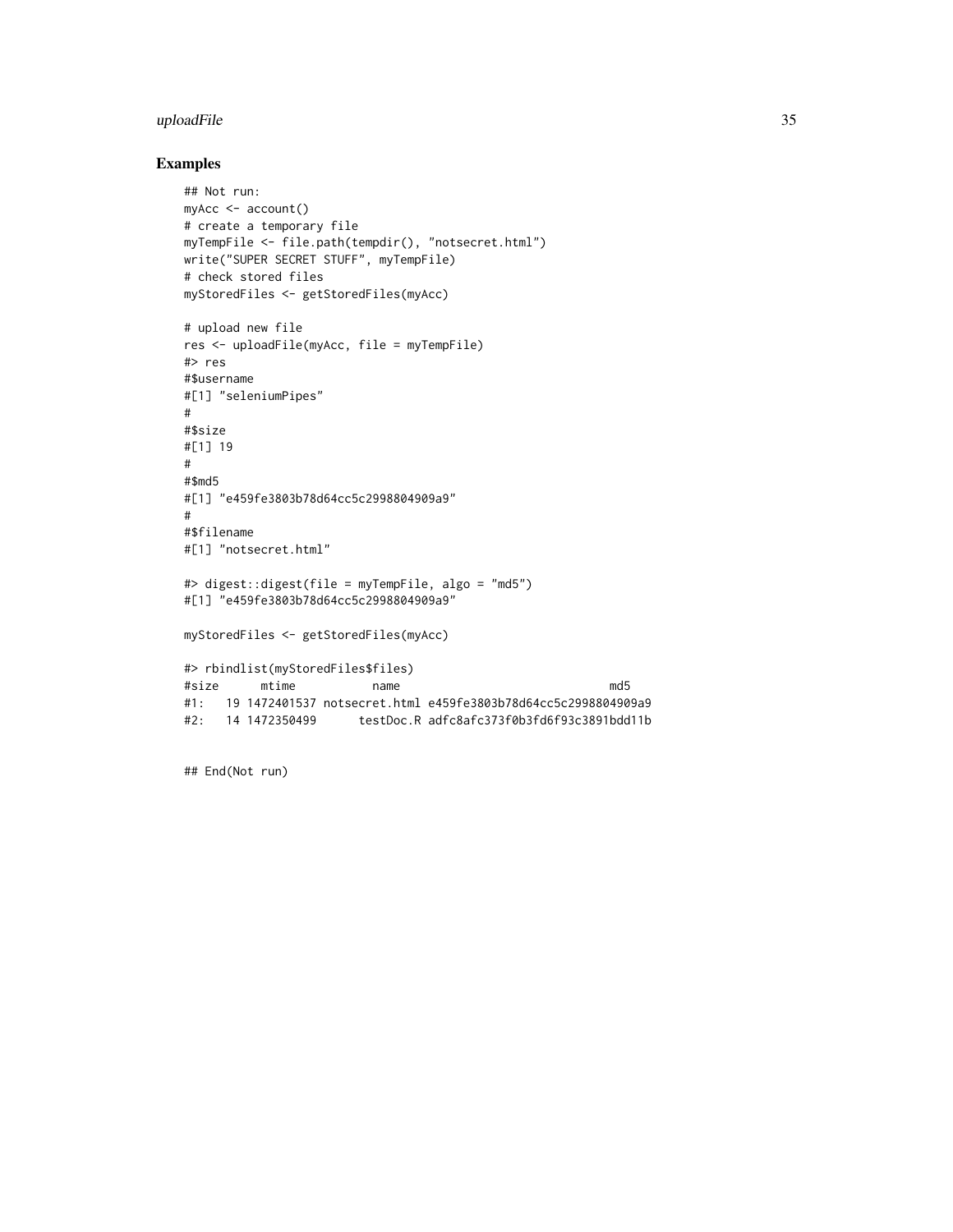## Examples

```
## Not run:
myAcc <- account()
# create a temporary file
myTempFile <- file.path(tempdir(), "notsecret.html")
write("SUPER SECRET STUFF", myTempFile)
# check stored files
myStoredFiles <- getStoredFiles(myAcc)

# upload new file
res <- uploadFile(myAcc, file = myTempFile)
#> res
#$username
#[1] "seleniumPipes"
#
#$size
#[1] 19
#
#$md5
#[1] "e459fe3803b78d64cc5c2998804909a9"
#
#$filename
#[1] "notsecret.html"

#> digest::digest(file = myTempFile, algo = "md5")
#[1] "e459fe3803b78d64cc5c2998804909a9"

myStoredFiles <- getStoredFiles(myAcc)

#> rbindlist(myStoredFiles$files)
#size      mtime           name                               md5
#1:   19 1472401537 notsecret.html e459fe3803b78d64cc5c2998804909a9
#2:   14 1472350499      testDoc.R adfc8afc373f0b3fd6f93c3891bdd11b


## End(Not run)
```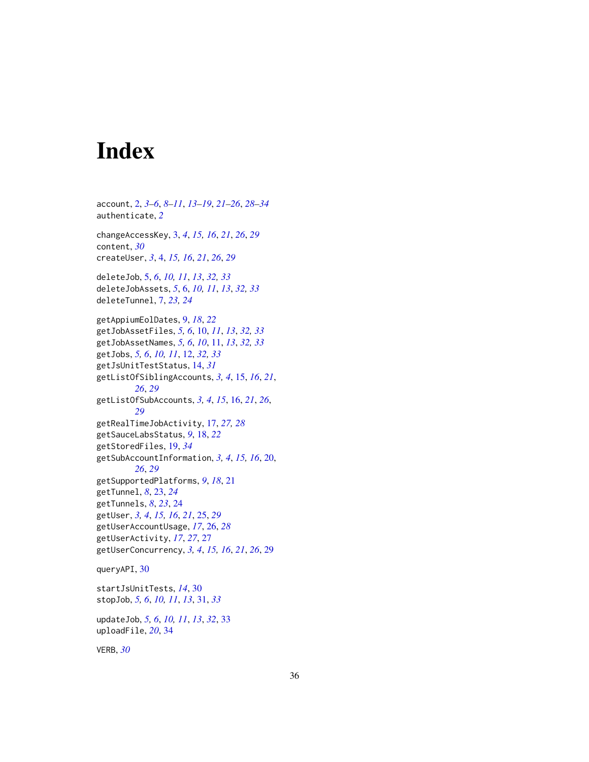# Index

account, 2, *3–6*, *8–11*, *13–19*, *21–26*, *28–34*
authenticate, *2*

changeAccessKey, 3, *4*, *15, 16*, *21*, *26*, *29*
content, *30*
createUser, *3*, 4, *15, 16*, *21*, *26*, *29*

deleteJob, 5, *6*, *10, 11*, *13*, *32, 33*
deleteJobAssets, *5*, 6, *10, 11*, *13*, *32, 33*
deleteTunnel, 7, *23, 24*

getAppiumEolDates, 9, *18*, *22*
getJobAssetFiles, *5, 6*, 10, *11*, *13*, *32, 33*
getJobAssetNames, *5, 6*, *10*, 11, *13*, *32, 33*
getJobs, *5, 6*, *10, 11*, 12, *32, 33*
getJsUnitTestStatus, 14, *31*
getListOfSiblingAccounts, *3, 4*, 15, *16*, *21*, *26*, *29*
getListOfSubAccounts, *3, 4*, *15*, 16, *21*, *26*, *29*
getRealTimeJobActivity, 17, *27, 28*
getSauceLabsStatus, *9*, 18, *22*
getStoredFiles, 19, *34*
getSubAccountInformation, *3, 4*, *15, 16*, 20, *26*, *29*
getSupportedPlatforms, *9*, *18*, 21
getTunnel, *8*, 23, *24*
getTunnels, *8*, *23*, 24
getUser, *3, 4*, *15, 16*, *21*, 25, *29*
getUserAccountUsage, *17*, 26, *28*
getUserActivity, *17*, *27*, 27
getUserConcurrency, *3, 4*, *15, 16*, *21*, *26*, 29

queryAPI, 30

startJsUnitTests, *14*, 30
stopJob, *5, 6*, *10, 11*, *13*, 31, *33*

updateJob, *5, 6*, *10, 11*, *13*, *32*, 33
uploadFile, *20*, 34

VERB, *30*